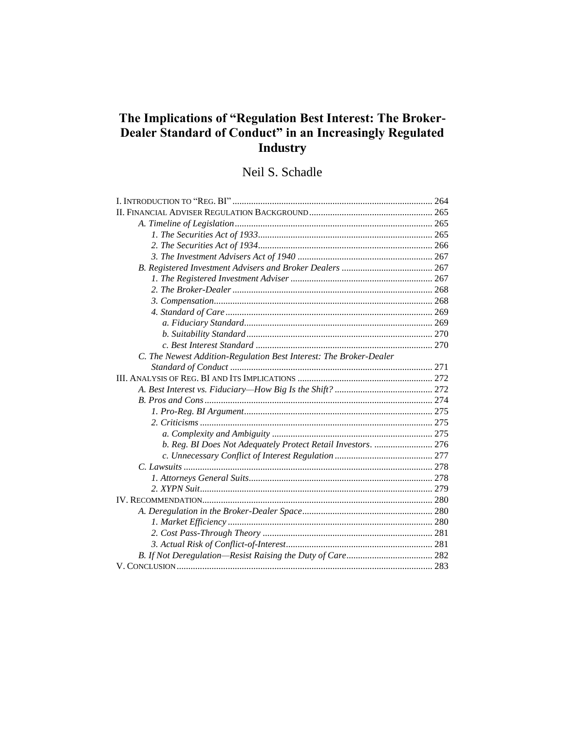# The Implications of "Regulation Best Interest: The Broker-Dealer Standard of Conduct" in an Increasingly Regulated Industry

## Neil S. Schadle

I. INTRODUCTION TO "REG. BI" ..................................................................................... 264

II. FINANCIAL ADVISER REGULATION BACKGROUND ..................................................... 265

- *A. Timeline of Legislation* ..................................................................................... 265
  - *1. The Securities Act of 1933* ........................................................................... 265
  - *2. The Securities Act of 1934* ........................................................................... 266
  - *3. The Investment Advisers Act of 1940* .......................................................... 267
- *B. Registered Investment Advisers and Broker Dealers* ....................................... 267
  - *1. The Registered Investment Adviser* ............................................................. 267
  - *2. The Broker-Dealer* ....................................................................................... 268
  - *3. Compensation* .............................................................................................. 268
  - *4. Standard of Care* .......................................................................................... 269
    - *a. Fiduciary Standard* .................................................................................. 269
    - *b. Suitability Standard* ................................................................................ 270
    - *c. Best Interest Standard* ............................................................................. 270
- *C. The Newest Addition-Regulation Best Interest: The Broker-Dealer Standard of Conduct* ....................................................................................... 271

III. ANALYSIS OF REG. BI AND ITS IMPLICATIONS .......................................................... 272

- *A. Best Interest vs. Fiduciary—How Big Is the Shift?* .......................................... 272
- *B. Pros and Cons* .................................................................................................. 274
  - *1. Pro-Reg. BI Argument* ................................................................................. 275
  - *2. Criticisms* ..................................................................................................... 275
    - *a. Complexity and Ambiguity* ..................................................................... 275
    - *b. Reg. BI Does Not Adequately Protect Retail Investors*. ......................... 276
    - *c. Unnecessary Conflict of Interest Regulation* .......................................... 277
- *C. Lawsuits* ........................................................................................................... 278
  - *1. Attorneys General Suits* .............................................................................. 278
  - *2. XYPN Suit* .................................................................................................... 279

IV. RECOMMENDATION .................................................................................................. 280

- *A. Deregulation in the Broker-Dealer Space* ........................................................ 280
  - *1. Market Efficiency* ........................................................................................ 280
  - *2. Cost Pass-Through Theory* .......................................................................... 281
  - *3. Actual Risk of Conflict-of-Interest* .............................................................. 281
- *B. If Not Deregulation—Resist Raising the Duty of Care* ..................................... 282

V. CONCLUSION ............................................................................................................. 283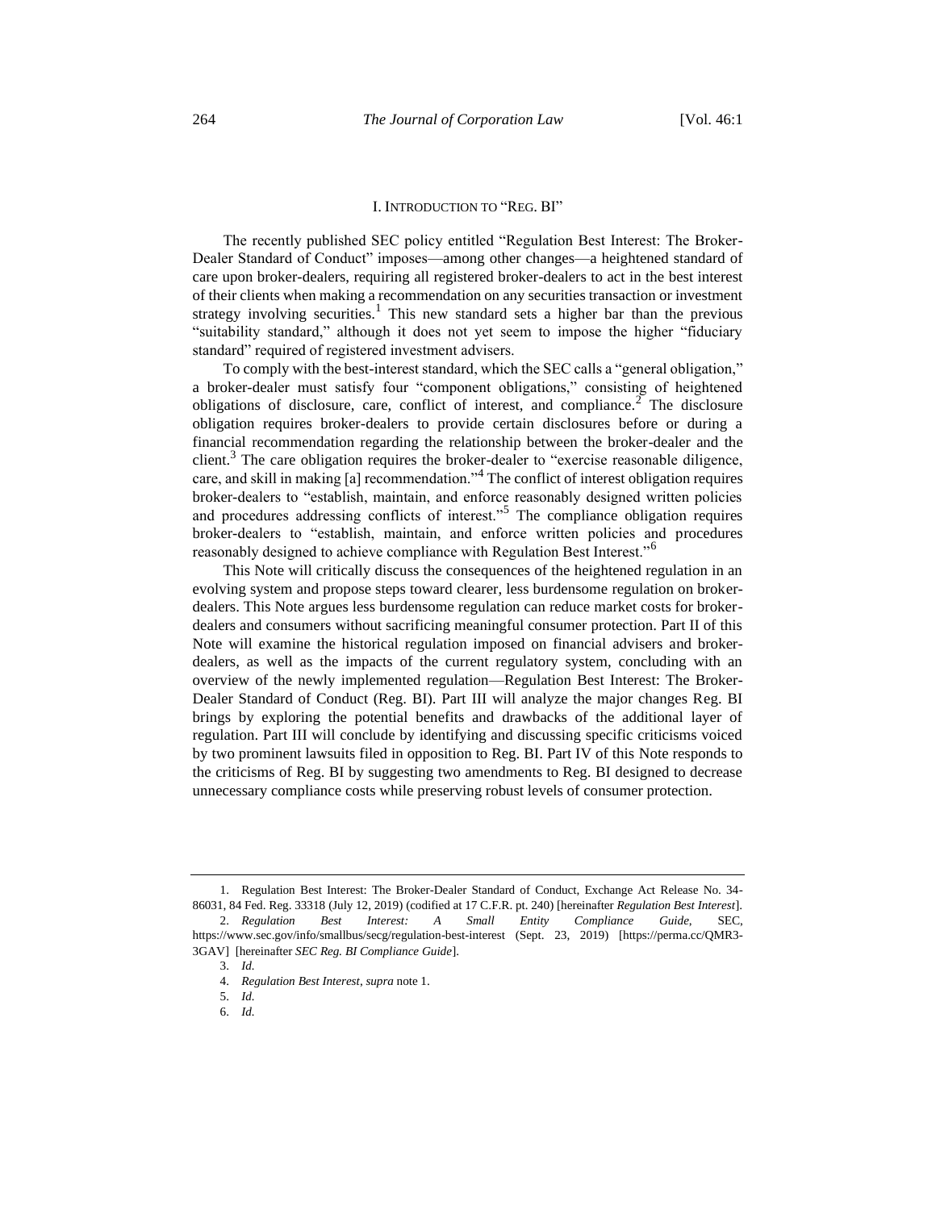## I. INTRODUCTION TO "REG. BI"

The recently published SEC policy entitled "Regulation Best Interest: The Broker-Dealer Standard of Conduct" imposes—among other changes—a heightened standard of care upon broker-dealers, requiring all registered broker-dealers to act in the best interest of their clients when making a recommendation on any securities transaction or investment strategy involving securities.[1] This new standard sets a higher bar than the previous "suitability standard," although it does not yet seem to impose the higher "fiduciary standard" required of registered investment advisers.

To comply with the best-interest standard, which the SEC calls a "general obligation," a broker-dealer must satisfy four "component obligations," consisting of heightened obligations of disclosure, care, conflict of interest, and compliance.[2] The disclosure obligation requires broker-dealers to provide certain disclosures before or during a financial recommendation regarding the relationship between the broker-dealer and the client.[3] The care obligation requires the broker-dealer to "exercise reasonable diligence, care, and skill in making [a] recommendation."[4] The conflict of interest obligation requires broker-dealers to "establish, maintain, and enforce reasonably designed written policies and procedures addressing conflicts of interest."[5] The compliance obligation requires broker-dealers to "establish, maintain, and enforce written policies and procedures reasonably designed to achieve compliance with Regulation Best Interest."[6]

This Note will critically discuss the consequences of the heightened regulation in an evolving system and propose steps toward clearer, less burdensome regulation on broker-dealers. This Note argues less burdensome regulation can reduce market costs for broker-dealers and consumers without sacrificing meaningful consumer protection. Part II of this Note will examine the historical regulation imposed on financial advisers and broker-dealers, as well as the impacts of the current regulatory system, concluding with an overview of the newly implemented regulation—Regulation Best Interest: The Broker-Dealer Standard of Conduct (Reg. BI). Part III will analyze the major changes Reg. BI brings by exploring the potential benefits and drawbacks of the additional layer of regulation. Part III will conclude by identifying and discussing specific criticisms voiced by two prominent lawsuits filed in opposition to Reg. BI. Part IV of this Note responds to the criticisms of Reg. BI by suggesting two amendments to Reg. BI designed to decrease unnecessary compliance costs while preserving robust levels of consumer protection.

---

1. Regulation Best Interest: The Broker-Dealer Standard of Conduct, Exchange Act Release No. 34-86031, 84 Fed. Reg. 33318 (July 12, 2019) (codified at 17 C.F.R. pt. 240) [hereinafter *Regulation Best Interest*].
2. *Regulation Best Interest: A Small Entity Compliance Guide*, SEC, https://www.sec.gov/info/smallbus/secg/regulation-best-interest (Sept. 23, 2019) [https://perma.cc/QMR3-3GAV] [hereinafter *SEC Reg. BI Compliance Guide*].
3. *Id.*
4. *Regulation Best Interest*, *supra* note 1.
5. *Id.*
6. *Id.*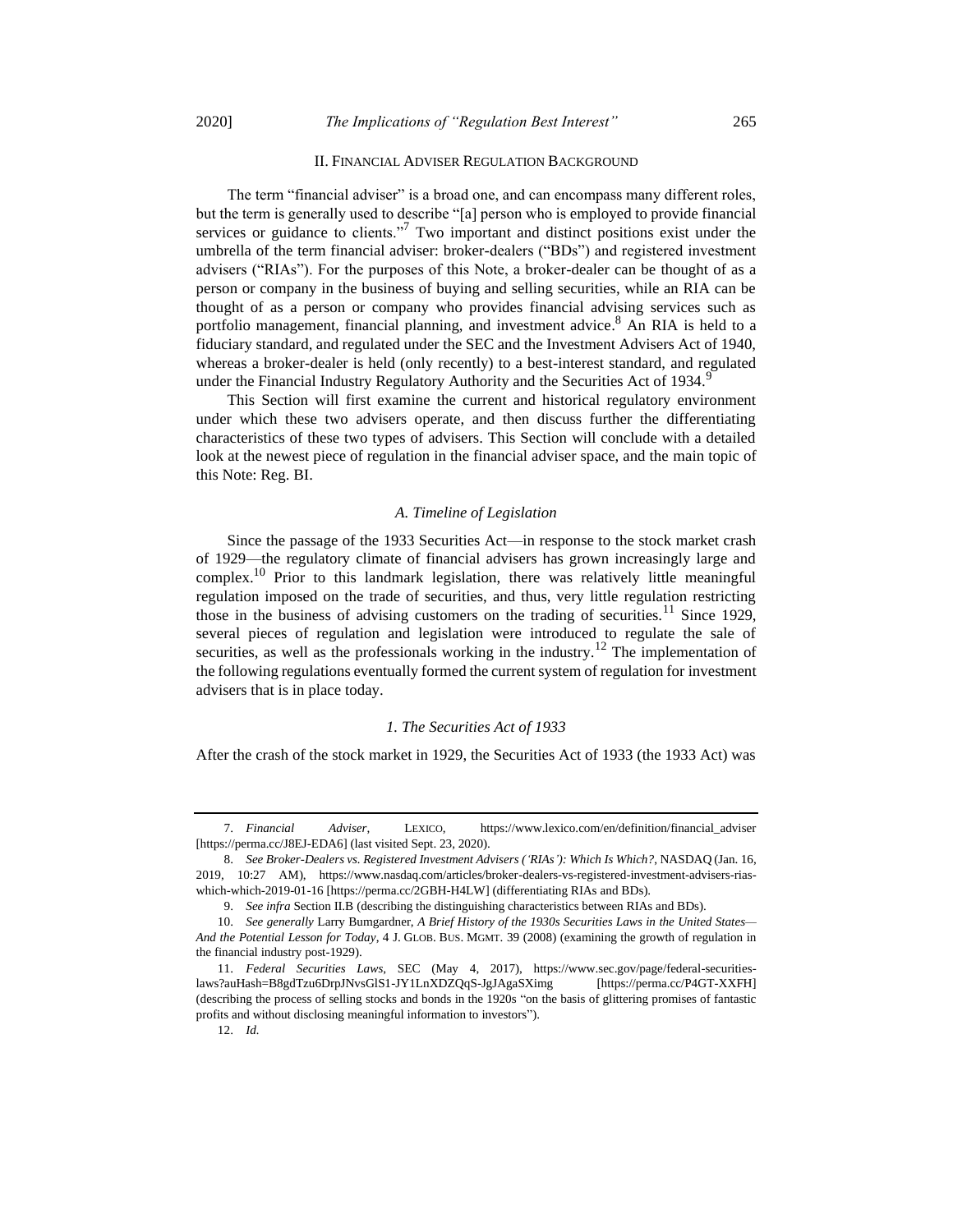## II. FINANCIAL ADVISER REGULATION BACKGROUND

The term "financial adviser" is a broad one, and can encompass many different roles, but the term is generally used to describe "[a] person who is employed to provide financial services or guidance to clients."[7] Two important and distinct positions exist under the umbrella of the term financial adviser: broker-dealers ("BDs") and registered investment advisers ("RIAs"). For the purposes of this Note, a broker-dealer can be thought of as a person or company in the business of buying and selling securities, while an RIA can be thought of as a person or company who provides financial advising services such as portfolio management, financial planning, and investment advice.[8] An RIA is held to a fiduciary standard, and regulated under the SEC and the Investment Advisers Act of 1940, whereas a broker-dealer is held (only recently) to a best-interest standard, and regulated under the Financial Industry Regulatory Authority and the Securities Act of 1934.[9]

This Section will first examine the current and historical regulatory environment under which these two advisers operate, and then discuss further the differentiating characteristics of these two types of advisers. This Section will conclude with a detailed look at the newest piece of regulation in the financial adviser space, and the main topic of this Note: Reg. BI.

### A. Timeline of Legislation

Since the passage of the 1933 Securities Act—in response to the stock market crash of 1929—the regulatory climate of financial advisers has grown increasingly large and complex.[10] Prior to this landmark legislation, there was relatively little meaningful regulation imposed on the trade of securities, and thus, very little regulation restricting those in the business of advising customers on the trading of securities.[11] Since 1929, several pieces of regulation and legislation were introduced to regulate the sale of securities, as well as the professionals working in the industry.[12] The implementation of the following regulations eventually formed the current system of regulation for investment advisers that is in place today.

#### 1. The Securities Act of 1933

After the crash of the stock market in 1929, the Securities Act of 1933 (the 1933 Act) was

---

7. *Financial Adviser*, LEXICO, https://www.lexico.com/en/definition/financial_adviser [https://perma.cc/J8EJ-EDA6] (last visited Sept. 23, 2020).

8. *See Broker-Dealers vs. Registered Investment Advisers ('RIAs'): Which Is Which?*, NASDAQ (Jan. 16, 2019, 10:27 AM), https://www.nasdaq.com/articles/broker-dealers-vs-registered-investment-advisers-rias-which-which-2019-01-16 [https://perma.cc/2GBH-H4LW] (differentiating RIAs and BDs).

9. *See infra* Section II.B (describing the distinguishing characteristics between RIAs and BDs).

10. *See generally* Larry Bumgardner, *A Brief History of the 1930s Securities Laws in the United States—And the Potential Lesson for Today*, 4 J. GLOB. BUS. MGMT. 39 (2008) (examining the growth of regulation in the financial industry post-1929).

11. *Federal Securities Laws*, SEC (May 4, 2017), https://www.sec.gov/page/federal-securities-laws?auHash=B8gdTzu6DrpJNvsGlS1-JY1LnXDZQqS-JgJAgaSXimg [https://perma.cc/P4GT-XXFH] (describing the process of selling stocks and bonds in the 1920s "on the basis of glittering promises of fantastic profits and without disclosing meaningful information to investors").

12. *Id.*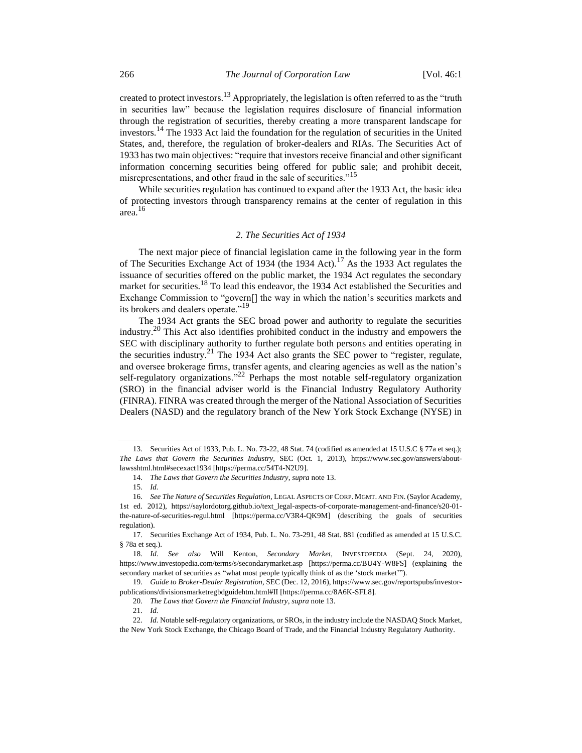created to protect investors.[13] Appropriately, the legislation is often referred to as the "truth in securities law" because the legislation requires disclosure of financial information through the registration of securities, thereby creating a more transparent landscape for investors.[14] The 1933 Act laid the foundation for the regulation of securities in the United States, and, therefore, the regulation of broker-dealers and RIAs. The Securities Act of 1933 has two main objectives: "require that investors receive financial and other significant information concerning securities being offered for public sale; and prohibit deceit, misrepresentations, and other fraud in the sale of securities."[15]

While securities regulation has continued to expand after the 1933 Act, the basic idea of protecting investors through transparency remains at the center of regulation in this area.[16]

### *2. The Securities Act of 1934*

The next major piece of financial legislation came in the following year in the form of The Securities Exchange Act of 1934 (the 1934 Act).[17] As the 1933 Act regulates the issuance of securities offered on the public market, the 1934 Act regulates the secondary market for securities.[18] To lead this endeavor, the 1934 Act established the Securities and Exchange Commission to "govern[] the way in which the nation's securities markets and its brokers and dealers operate."[19]

The 1934 Act grants the SEC broad power and authority to regulate the securities industry.[20] This Act also identifies prohibited conduct in the industry and empowers the SEC with disciplinary authority to further regulate both persons and entities operating in the securities industry.[21] The 1934 Act also grants the SEC power to "register, regulate, and oversee brokerage firms, transfer agents, and clearing agencies as well as the nation's self-regulatory organizations."[22] Perhaps the most notable self-regulatory organization (SRO) in the financial adviser world is the Financial Industry Regulatory Authority (FINRA). FINRA was created through the merger of the National Association of Securities Dealers (NASD) and the regulatory branch of the New York Stock Exchange (NYSE) in

---

13. Securities Act of 1933, Pub. L. No. 73-22, 48 Stat. 74 (codified as amended at 15 U.S.C § 77a et seq.); *The Laws that Govern the Securities Industry*, SEC (Oct. 1, 2013), https://www.sec.gov/answers/about-lawsshtml.html#secexact1934 [https://perma.cc/54T4-N2U9].

14. *The Laws that Govern the Securities Industry*, *supra* note 13.

15. *Id.*

16. *See The Nature of Securities Regulation*, LEGAL ASPECTS OF CORP. MGMT. AND FIN. (Saylor Academy, 1st ed. 2012), https://saylordotorg.github.io/text_legal-aspects-of-corporate-management-and-finance/s20-01-the-nature-of-securities-regul.html [https://perma.cc/V3R4-QK9M] (describing the goals of securities regulation).

17. Securities Exchange Act of 1934, Pub. L. No. 73-291, 48 Stat. 881 (codified as amended at 15 U.S.C. § 78a et seq.).

18. *Id*. *See also* Will Kenton, *Secondary Market*, INVESTOPEDIA (Sept. 24, 2020), https://www.investopedia.com/terms/s/secondarymarket.asp [https://perma.cc/BU4Y-W8FS] (explaining the secondary market of securities as "what most people typically think of as the 'stock market'").

19. *Guide to Broker-Dealer Registration*, SEC (Dec. 12, 2016), https://www.sec.gov/reportspubs/investor-publications/divisionsmarketregbdguidehtm.html#II [https://perma.cc/8A6K-SFL8].

20. *The Laws that Govern the Financial Industry*, *supra* note 13.

21. *Id.*

22. *Id.* Notable self-regulatory organizations, or SROs, in the industry include the NASDAQ Stock Market, the New York Stock Exchange, the Chicago Board of Trade, and the Financial Industry Regulatory Authority.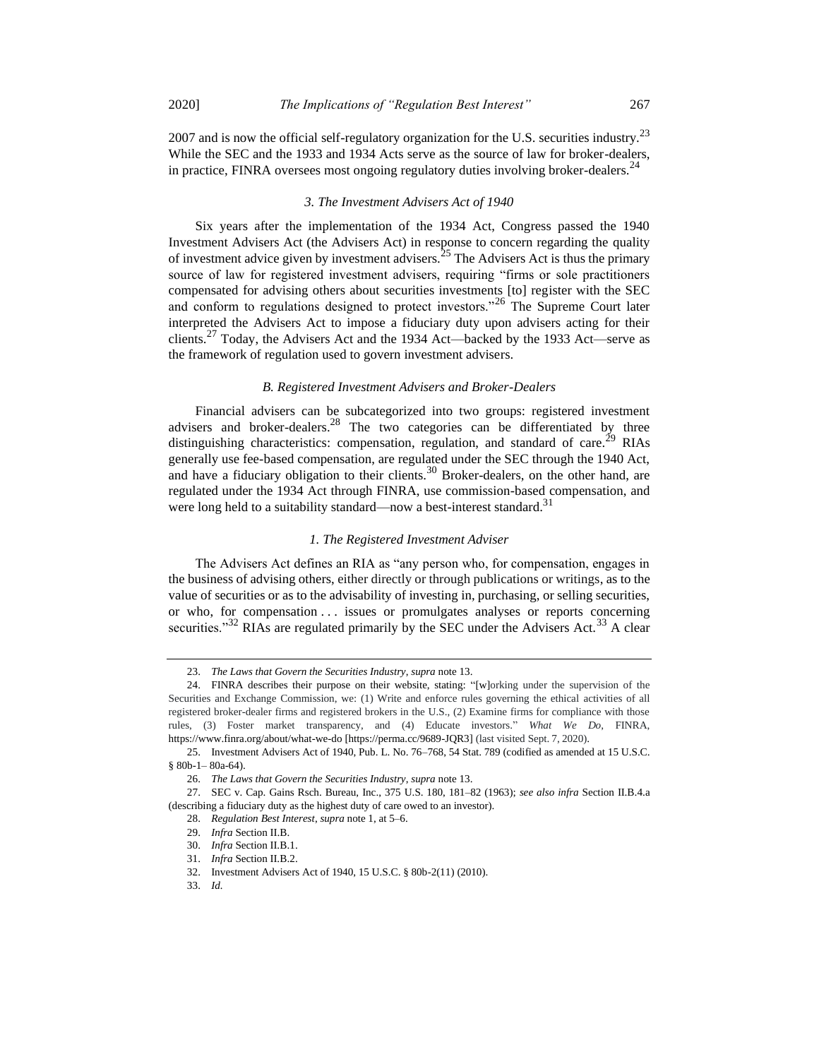2007 and is now the official self-regulatory organization for the U.S. securities industry.[23] While the SEC and the 1933 and 1934 Acts serve as the source of law for broker-dealers, in practice, FINRA oversees most ongoing regulatory duties involving broker-dealers.[24]

#### *3. The Investment Advisers Act of 1940*

Six years after the implementation of the 1934 Act, Congress passed the 1940 Investment Advisers Act (the Advisers Act) in response to concern regarding the quality of investment advice given by investment advisers.[25] The Advisers Act is thus the primary source of law for registered investment advisers, requiring "firms or sole practitioners compensated for advising others about securities investments [to] register with the SEC and conform to regulations designed to protect investors."[26] The Supreme Court later interpreted the Advisers Act to impose a fiduciary duty upon advisers acting for their clients.[27] Today, the Advisers Act and the 1934 Act—backed by the 1933 Act—serve as the framework of regulation used to govern investment advisers.

### *B. Registered Investment Advisers and Broker-Dealers*

Financial advisers can be subcategorized into two groups: registered investment advisers and broker-dealers.[28] The two categories can be differentiated by three distinguishing characteristics: compensation, regulation, and standard of care.[29] RIAs generally use fee-based compensation, are regulated under the SEC through the 1940 Act, and have a fiduciary obligation to their clients.[30] Broker-dealers, on the other hand, are regulated under the 1934 Act through FINRA, use commission-based compensation, and were long held to a suitability standard—now a best-interest standard.[31]

#### *1. The Registered Investment Adviser*

The Advisers Act defines an RIA as "any person who, for compensation, engages in the business of advising others, either directly or through publications or writings, as to the value of securities or as to the advisability of investing in, purchasing, or selling securities, or who, for compensation . . . issues or promulgates analyses or reports concerning securities."[32] RIAs are regulated primarily by the SEC under the Advisers Act.[33] A clear

---

23. *The Laws that Govern the Securities Industry*, *supra* note 13.

24. FINRA describes their purpose on their website, stating: "[w]orking under the supervision of the Securities and Exchange Commission, we: (1) Write and enforce rules governing the ethical activities of all registered broker-dealer firms and registered brokers in the U.S., (2) Examine firms for compliance with those rules, (3) Foster market transparency, and (4) Educate investors." *What We Do*, FINRA, https://www.finra.org/about/what-we-do [https://perma.cc/9689-JQR3] (last visited Sept. 7, 2020).

25. Investment Advisers Act of 1940, Pub. L. No. 76–768, 54 Stat. 789 (codified as amended at 15 U.S.C. § 80b-1– 80a-64).

26. *The Laws that Govern the Securities Industry*, *supra* note 13.

27. SEC v. Cap. Gains Rsch. Bureau, Inc., 375 U.S. 180, 181–82 (1963); *see also infra* Section II.B.4.a (describing a fiduciary duty as the highest duty of care owed to an investor).

28. *Regulation Best Interest*, *supra* note 1, at 5–6.

29. *Infra* Section II.B.

30. *Infra* Section II.B.1.

31. *Infra* Section II.B.2.

32. Investment Advisers Act of 1940, 15 U.S.C. § 80b-2(11) (2010).

33. *Id.*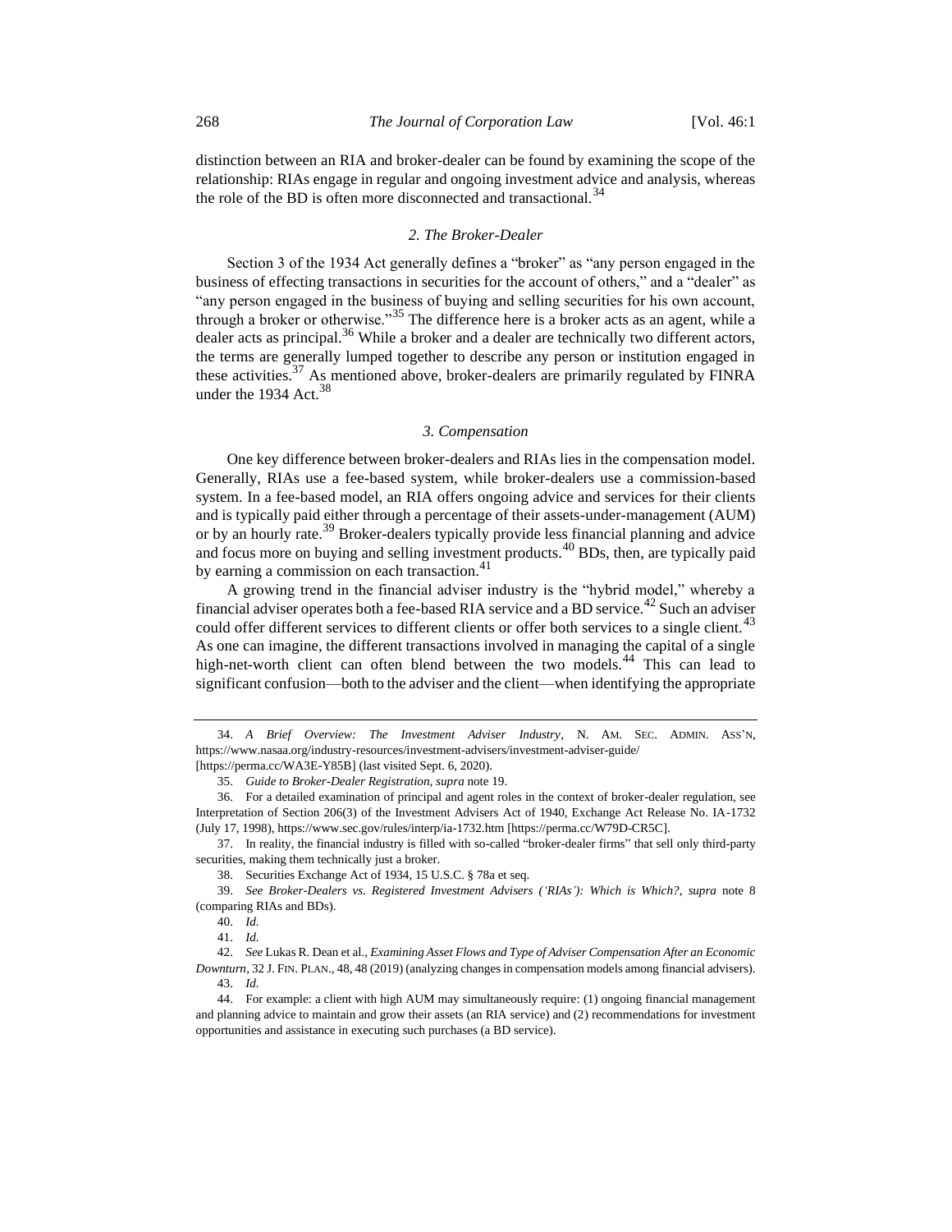distinction between an RIA and broker-dealer can be found by examining the scope of the relationship: RIAs engage in regular and ongoing investment advice and analysis, whereas the role of the BD is often more disconnected and transactional.[34]

### *2. The Broker-Dealer*

Section 3 of the 1934 Act generally defines a "broker" as "any person engaged in the business of effecting transactions in securities for the account of others," and a "dealer" as "any person engaged in the business of buying and selling securities for his own account, through a broker or otherwise."[35] The difference here is a broker acts as an agent, while a dealer acts as principal.[36] While a broker and a dealer are technically two different actors, the terms are generally lumped together to describe any person or institution engaged in these activities.[37] As mentioned above, broker-dealers are primarily regulated by FINRA under the 1934 Act.[38]

### *3. Compensation*

One key difference between broker-dealers and RIAs lies in the compensation model. Generally, RIAs use a fee-based system, while broker-dealers use a commission-based system. In a fee-based model, an RIA offers ongoing advice and services for their clients and is typically paid either through a percentage of their assets-under-management (AUM) or by an hourly rate.[39] Broker-dealers typically provide less financial planning and advice and focus more on buying and selling investment products.[40] BDs, then, are typically paid by earning a commission on each transaction.[41]

A growing trend in the financial adviser industry is the "hybrid model," whereby a financial adviser operates both a fee-based RIA service and a BD service.[42] Such an adviser could offer different services to different clients or offer both services to a single client.[43] As one can imagine, the different transactions involved in managing the capital of a single high-net-worth client can often blend between the two models.[44] This can lead to significant confusion—both to the adviser and the client—when identifying the appropriate

---

34. *A Brief Overview: The Investment Adviser Industry*, N. AM. SEC. ADMIN. ASS'N, https://www.nasaa.org/industry-resources/investment-advisers/investment-adviser-guide/ [https://perma.cc/WA3E-Y85B] (last visited Sept. 6, 2020).

35. *Guide to Broker-Dealer Registration*, *supra* note 19.

36. For a detailed examination of principal and agent roles in the context of broker-dealer regulation, see Interpretation of Section 206(3) of the Investment Advisers Act of 1940, Exchange Act Release No. IA-1732 (July 17, 1998), https://www.sec.gov/rules/interp/ia-1732.htm [https://perma.cc/W79D-CR5C].

37. In reality, the financial industry is filled with so-called "broker-dealer firms" that sell only third-party securities, making them technically just a broker.

38. Securities Exchange Act of 1934, 15 U.S.C. § 78a et seq.

39. *See Broker-Dealers vs. Registered Investment Advisers ('RIAs'): Which is Which?*, *supra* note 8 (comparing RIAs and BDs).

40. *Id.*

41. *Id.*

42. *See* Lukas R. Dean et al., *Examining Asset Flows and Type of Adviser Compensation After an Economic Downturn*, 32 J. FIN. PLAN., 48, 48 (2019) (analyzing changes in compensation models among financial advisers).

43. *Id.*

44. For example: a client with high AUM may simultaneously require: (1) ongoing financial management and planning advice to maintain and grow their assets (an RIA service) and (2) recommendations for investment opportunities and assistance in executing such purchases (a BD service).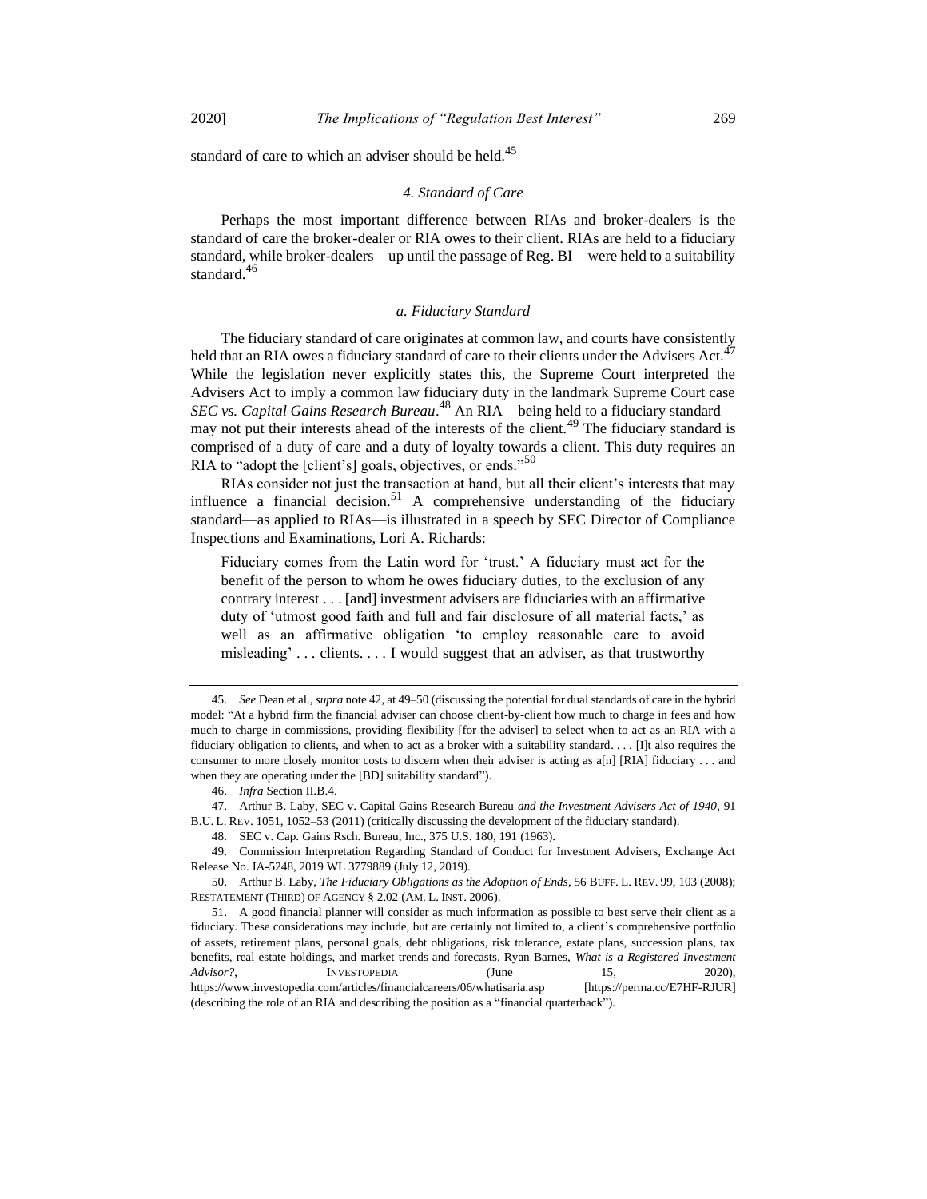standard of care to which an adviser should be held.[45]

#### 4. Standard of Care

Perhaps the most important difference between RIAs and broker-dealers is the standard of care the broker-dealer or RIA owes to their client. RIAs are held to a fiduciary standard, while broker-dealers—up until the passage of Reg. BI—were held to a suitability standard.[46]

##### a. Fiduciary Standard

The fiduciary standard of care originates at common law, and courts have consistently held that an RIA owes a fiduciary standard of care to their clients under the Advisers Act.[47] While the legislation never explicitly states this, the Supreme Court interpreted the Advisers Act to imply a common law fiduciary duty in the landmark Supreme Court case *SEC vs. Capital Gains Research Bureau*.[48] An RIA—being held to a fiduciary standard—may not put their interests ahead of the interests of the client.[49] The fiduciary standard is comprised of a duty of care and a duty of loyalty towards a client. This duty requires an RIA to "adopt the [client's] goals, objectives, or ends."[50]

RIAs consider not just the transaction at hand, but all their client's interests that may influence a financial decision.[51] A comprehensive understanding of the fiduciary standard—as applied to RIAs—is illustrated in a speech by SEC Director of Compliance Inspections and Examinations, Lori A. Richards:

> Fiduciary comes from the Latin word for 'trust.' A fiduciary must act for the benefit of the person to whom he owes fiduciary duties, to the exclusion of any contrary interest . . . [and] investment advisers are fiduciaries with an affirmative duty of 'utmost good faith and full and fair disclosure of all material facts,' as well as an affirmative obligation 'to employ reasonable care to avoid misleading' . . . clients. . . . I would suggest that an adviser, as that trustworthy

---

45. *See* Dean et al., *supra* note 42, at 49–50 (discussing the potential for dual standards of care in the hybrid model: "At a hybrid firm the financial adviser can choose client-by-client how much to charge in fees and how much to charge in commissions, providing flexibility [for the adviser] to select when to act as an RIA with a fiduciary obligation to clients, and when to act as a broker with a suitability standard. . . . [I]t also requires the consumer to more closely monitor costs to discern when their adviser is acting as a[n] [RIA] fiduciary . . . and when they are operating under the [BD] suitability standard").

46. *Infra* Section II.B.4.

47. Arthur B. Laby, SEC v. Capital Gains Research Bureau *and the Investment Advisers Act of 1940*, 91 B.U. L. REV. 1051, 1052–53 (2011) (critically discussing the development of the fiduciary standard).

48. SEC v. Cap. Gains Rsch. Bureau, Inc., 375 U.S. 180, 191 (1963).

49. Commission Interpretation Regarding Standard of Conduct for Investment Advisers, Exchange Act Release No. IA-5248, 2019 WL 3779889 (July 12, 2019).

50. Arthur B. Laby, *The Fiduciary Obligations as the Adoption of Ends*, 56 BUFF. L. REV. 99, 103 (2008); RESTATEMENT (THIRD) OF AGENCY § 2.02 (AM. L. INST. 2006).

51. A good financial planner will consider as much information as possible to best serve their client as a fiduciary. These considerations may include, but are certainly not limited to, a client's comprehensive portfolio of assets, retirement plans, personal goals, debt obligations, risk tolerance, estate plans, succession plans, tax benefits, real estate holdings, and market trends and forecasts. Ryan Barnes, *What is a Registered Investment Advisor?*, INVESTOPEDIA (June 15, 2020), https://www.investopedia.com/articles/financialcareers/06/whatisaria.asp [https://perma.cc/E7HF-RJUR] (describing the role of an RIA and describing the position as a "financial quarterback").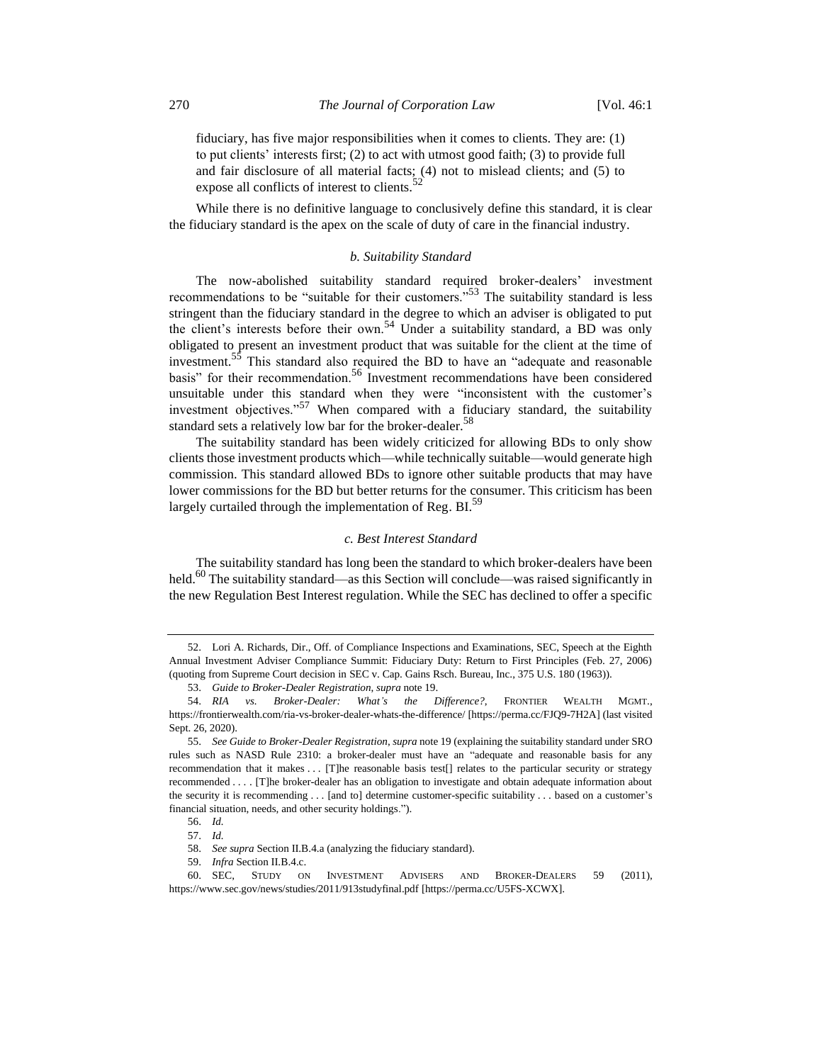fiduciary, has five major responsibilities when it comes to clients. They are: (1) to put clients' interests first; (2) to act with utmost good faith; (3) to provide full and fair disclosure of all material facts; (4) not to mislead clients; and (5) to expose all conflicts of interest to clients.[52]

While there is no definitive language to conclusively define this standard, it is clear the fiduciary standard is the apex on the scale of duty of care in the financial industry.

### *b. Suitability Standard*

The now-abolished suitability standard required broker-dealers' investment recommendations to be "suitable for their customers."[53] The suitability standard is less stringent than the fiduciary standard in the degree to which an adviser is obligated to put the client's interests before their own.[54] Under a suitability standard, a BD was only obligated to present an investment product that was suitable for the client at the time of investment.[55] This standard also required the BD to have an "adequate and reasonable basis" for their recommendation.[56] Investment recommendations have been considered unsuitable under this standard when they were "inconsistent with the customer's investment objectives."[57] When compared with a fiduciary standard, the suitability standard sets a relatively low bar for the broker-dealer.[58]

The suitability standard has been widely criticized for allowing BDs to only show clients those investment products which—while technically suitable—would generate high commission. This standard allowed BDs to ignore other suitable products that may have lower commissions for the BD but better returns for the consumer. This criticism has been largely curtailed through the implementation of Reg. BI.[59]

### *c. Best Interest Standard*

The suitability standard has long been the standard to which broker-dealers have been held.[60] The suitability standard—as this Section will conclude—was raised significantly in the new Regulation Best Interest regulation. While the SEC has declined to offer a specific

---

52. Lori A. Richards, Dir., Off. of Compliance Inspections and Examinations, SEC, Speech at the Eighth Annual Investment Adviser Compliance Summit: Fiduciary Duty: Return to First Principles (Feb. 27, 2006) (quoting from Supreme Court decision in SEC v. Cap. Gains Rsch. Bureau, Inc., 375 U.S. 180 (1963)).

53. *Guide to Broker-Dealer Registration*, *supra* note 19.

54. *RIA vs. Broker-Dealer: What's the Difference?*, FRONTIER WEALTH MGMT., https://frontierwealth.com/ria-vs-broker-dealer-whats-the-difference/ [https://perma.cc/FJQ9-7H2A] (last visited Sept. 26, 2020).

55. *See Guide to Broker-Dealer Registration*, *supra* note 19 (explaining the suitability standard under SRO rules such as NASD Rule 2310: a broker-dealer must have an "adequate and reasonable basis for any recommendation that it makes . . . [T]he reasonable basis test[] relates to the particular security or strategy recommended . . . . [T]he broker-dealer has an obligation to investigate and obtain adequate information about the security it is recommending . . . [and to] determine customer-specific suitability . . . based on a customer's financial situation, needs, and other security holdings.").

56. *Id.*

57. *Id.*

58. *See supra* Section II.B.4.a (analyzing the fiduciary standard).

59. *Infra* Section II.B.4.c.

60. SEC, STUDY ON INVESTMENT ADVISERS AND BROKER-DEALERS 59 (2011), https://www.sec.gov/news/studies/2011/913studyfinal.pdf [https://perma.cc/U5FS-XCWX].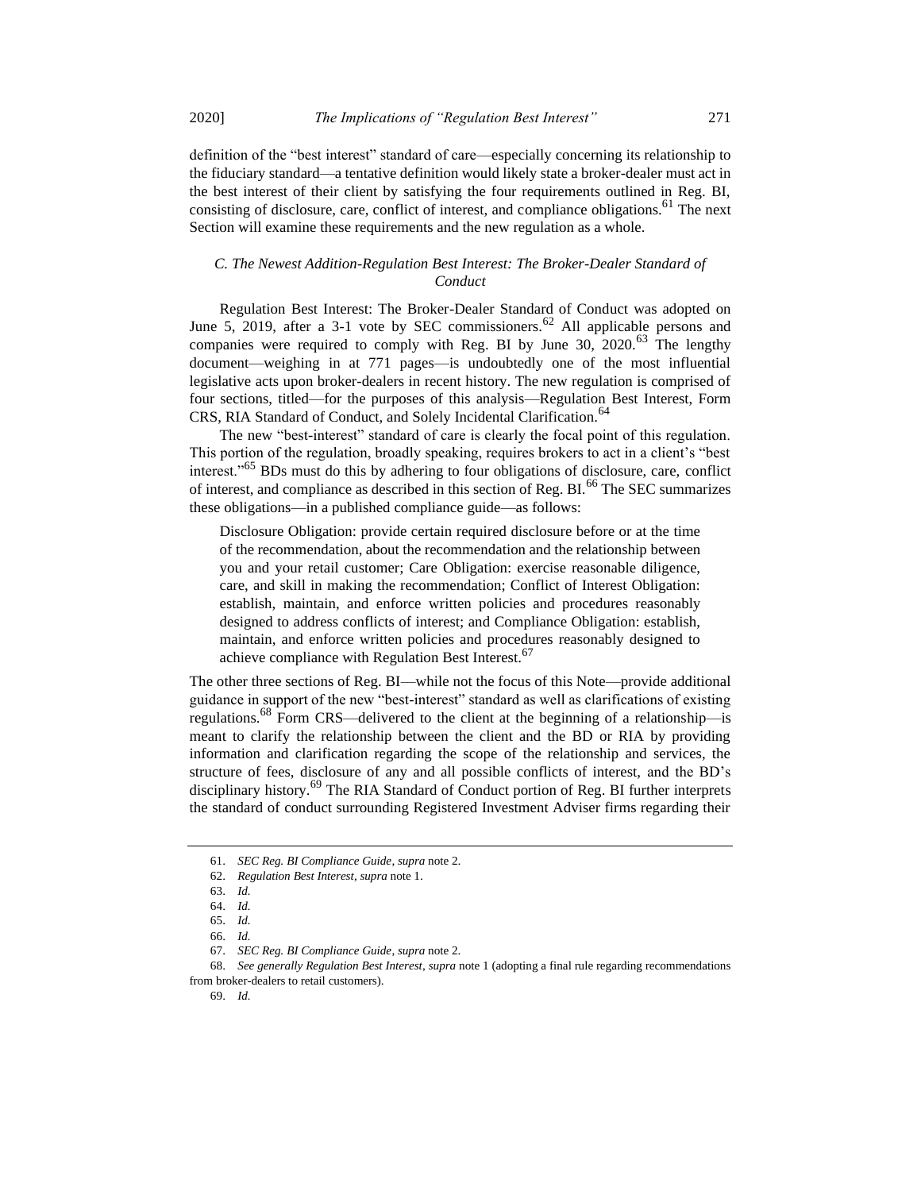definition of the "best interest" standard of care—especially concerning its relationship to the fiduciary standard—a tentative definition would likely state a broker-dealer must act in the best interest of their client by satisfying the four requirements outlined in Reg. BI, consisting of disclosure, care, conflict of interest, and compliance obligations.[61] The next Section will examine these requirements and the new regulation as a whole.

### *C. The Newest Addition-Regulation Best Interest: The Broker-Dealer Standard of Conduct*

Regulation Best Interest: The Broker-Dealer Standard of Conduct was adopted on June 5, 2019, after a 3-1 vote by SEC commissioners.[62] All applicable persons and companies were required to comply with Reg. BI by June 30, 2020.[63] The lengthy document—weighing in at 771 pages—is undoubtedly one of the most influential legislative acts upon broker-dealers in recent history. The new regulation is comprised of four sections, titled—for the purposes of this analysis—Regulation Best Interest, Form CRS, RIA Standard of Conduct, and Solely Incidental Clarification.[64]

The new "best-interest" standard of care is clearly the focal point of this regulation. This portion of the regulation, broadly speaking, requires brokers to act in a client's "best interest."[65] BDs must do this by adhering to four obligations of disclosure, care, conflict of interest, and compliance as described in this section of Reg. BI.[66] The SEC summarizes these obligations—in a published compliance guide—as follows:

> Disclosure Obligation: provide certain required disclosure before or at the time of the recommendation, about the recommendation and the relationship between you and your retail customer; Care Obligation: exercise reasonable diligence, care, and skill in making the recommendation; Conflict of Interest Obligation: establish, maintain, and enforce written policies and procedures reasonably designed to address conflicts of interest; and Compliance Obligation: establish, maintain, and enforce written policies and procedures reasonably designed to achieve compliance with Regulation Best Interest.[67]

The other three sections of Reg. BI—while not the focus of this Note—provide additional guidance in support of the new "best-interest" standard as well as clarifications of existing regulations.[68] Form CRS—delivered to the client at the beginning of a relationship—is meant to clarify the relationship between the client and the BD or RIA by providing information and clarification regarding the scope of the relationship and services, the structure of fees, disclosure of any and all possible conflicts of interest, and the BD's disciplinary history.[69] The RIA Standard of Conduct portion of Reg. BI further interprets the standard of conduct surrounding Registered Investment Adviser firms regarding their

---

61. *SEC Reg. BI Compliance Guide*, *supra* note 2.

62. *Regulation Best Interest*, *supra* note 1.

63. *Id.*

64. *Id.*

65. *Id.*

66. *Id.*

67. *SEC Reg. BI Compliance Guide*, *supra* note 2.

68. *See generally Regulation Best Interest*, *supra* note 1 (adopting a final rule regarding recommendations from broker-dealers to retail customers).

69. *Id.*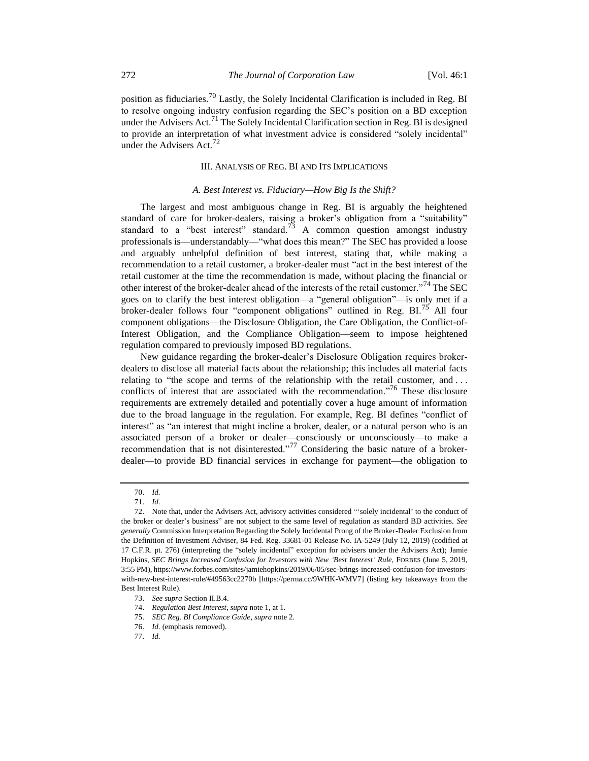position as fiduciaries.[70] Lastly, the Solely Incidental Clarification is included in Reg. BI to resolve ongoing industry confusion regarding the SEC's position on a BD exception under the Advisers Act.[71] The Solely Incidental Clarification section in Reg. BI is designed to provide an interpretation of what investment advice is considered "solely incidental" under the Advisers Act.[72]

## III. Analysis of Reg. BI and Its Implications

### *A. Best Interest vs. Fiduciary—How Big Is the Shift?*

The largest and most ambiguous change in Reg. BI is arguably the heightened standard of care for broker-dealers, raising a broker's obligation from a "suitability" standard to a "best interest" standard.[73] A common question amongst industry professionals is—understandably—"what does this mean?" The SEC has provided a loose and arguably unhelpful definition of best interest, stating that, while making a recommendation to a retail customer, a broker-dealer must "act in the best interest of the retail customer at the time the recommendation is made, without placing the financial or other interest of the broker-dealer ahead of the interests of the retail customer."[74] The SEC goes on to clarify the best interest obligation—a "general obligation"—is only met if a broker-dealer follows four "component obligations" outlined in Reg. BI.[75] All four component obligations—the Disclosure Obligation, the Care Obligation, the Conflict-of-Interest Obligation, and the Compliance Obligation—seem to impose heightened regulation compared to previously imposed BD regulations.

New guidance regarding the broker-dealer's Disclosure Obligation requires broker-dealers to disclose all material facts about the relationship; this includes all material facts relating to "the scope and terms of the relationship with the retail customer, and . . . conflicts of interest that are associated with the recommendation."[76] These disclosure requirements are extremely detailed and potentially cover a huge amount of information due to the broad language in the regulation. For example, Reg. BI defines "conflict of interest" as "an interest that might incline a broker, dealer, or a natural person who is an associated person of a broker or dealer—consciously or unconsciously—to make a recommendation that is not disinterested."[77] Considering the basic nature of a broker-dealer—to provide BD financial services in exchange for payment—the obligation to

---

70. *Id.*

71. *Id.*

72. Note that, under the Advisers Act, advisory activities considered "'solely incidental' to the conduct of the broker or dealer's business" are not subject to the same level of regulation as standard BD activities. *See generally* Commission Interpretation Regarding the Solely Incidental Prong of the Broker-Dealer Exclusion from the Definition of Investment Adviser, 84 Fed. Reg. 33681-01 Release No. IA-5249 (July 12, 2019) (codified at 17 C.F.R. pt. 276) (interpreting the "solely incidental" exception for advisers under the Advisers Act); Jamie Hopkins, *SEC Brings Increased Confusion for Investors with New 'Best Interest' Rule*, FORBES (June 5, 2019, 3:55 PM), https://www.forbes.com/sites/jamiehopkins/2019/06/05/sec-brings-increased-confusion-for-investors-with-new-best-interest-rule/#49563cc2270b [https://perma.cc/9WHK-WMV7] (listing key takeaways from the Best Interest Rule).

73. *See supra* Section II.B.4.

74. *Regulation Best Interest*, *supra* note 1, at 1.

75. *SEC Reg. BI Compliance Guide*, *supra* note 2.

76. *Id.* (emphasis removed).

77. *Id.*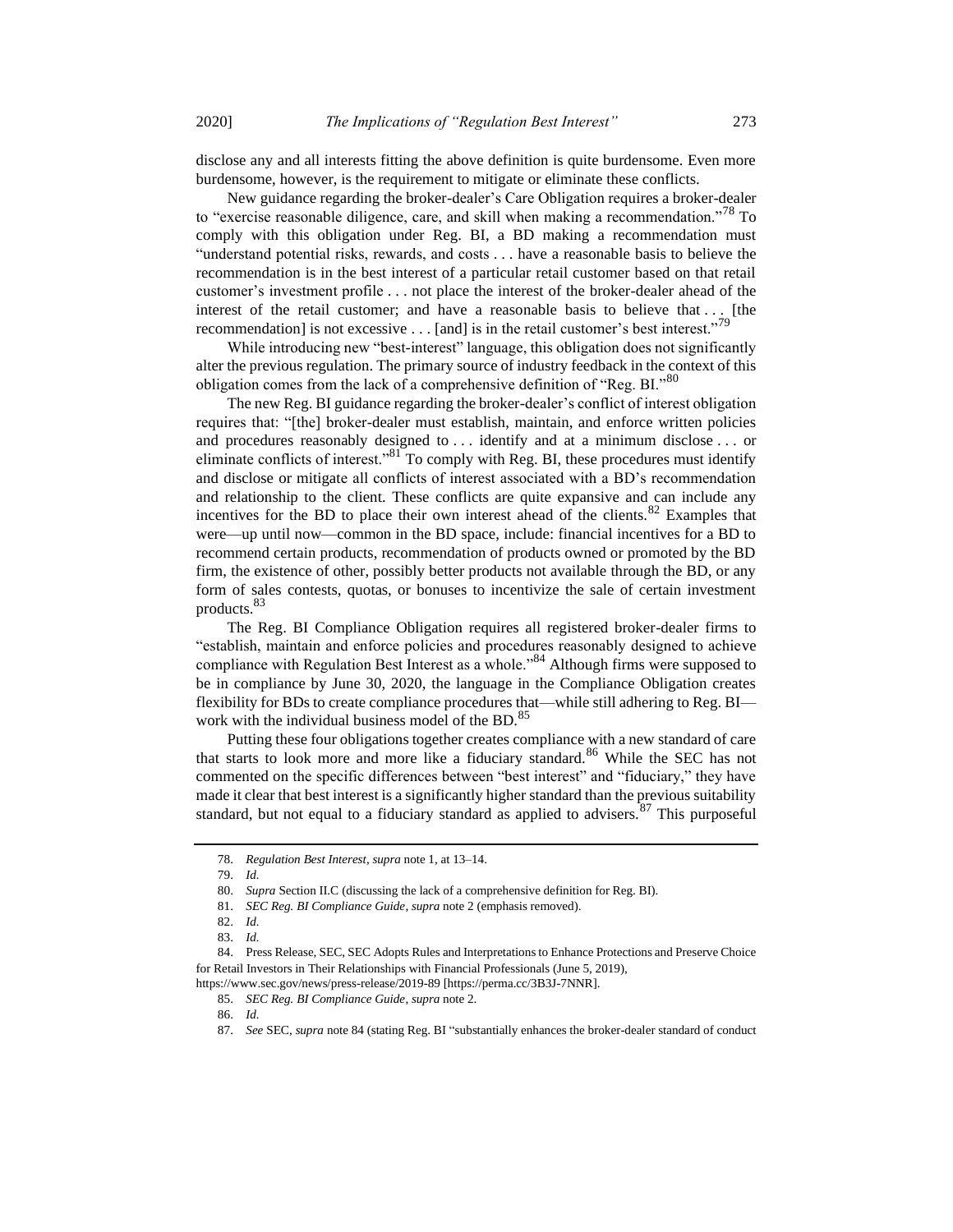disclose any and all interests fitting the above definition is quite burdensome. Even more burdensome, however, is the requirement to mitigate or eliminate these conflicts.

New guidance regarding the broker-dealer's Care Obligation requires a broker-dealer to "exercise reasonable diligence, care, and skill when making a recommendation."[78] To comply with this obligation under Reg. BI, a BD making a recommendation must "understand potential risks, rewards, and costs . . . have a reasonable basis to believe the recommendation is in the best interest of a particular retail customer based on that retail customer's investment profile . . . not place the interest of the broker-dealer ahead of the interest of the retail customer; and have a reasonable basis to believe that . . . [the recommendation] is not excessive . . . [and] is in the retail customer's best interest."[79]

While introducing new "best-interest" language, this obligation does not significantly alter the previous regulation. The primary source of industry feedback in the context of this obligation comes from the lack of a comprehensive definition of "Reg. BI."[80]

The new Reg. BI guidance regarding the broker-dealer's conflict of interest obligation requires that: "[the] broker-dealer must establish, maintain, and enforce written policies and procedures reasonably designed to . . . identify and at a minimum disclose . . . or eliminate conflicts of interest."[81] To comply with Reg. BI, these procedures must identify and disclose or mitigate all conflicts of interest associated with a BD's recommendation and relationship to the client. These conflicts are quite expansive and can include any incentives for the BD to place their own interest ahead of the clients.[82] Examples that were—up until now—common in the BD space, include: financial incentives for a BD to recommend certain products, recommendation of products owned or promoted by the BD firm, the existence of other, possibly better products not available through the BD, or any form of sales contests, quotas, or bonuses to incentivize the sale of certain investment products.[83]

The Reg. BI Compliance Obligation requires all registered broker-dealer firms to "establish, maintain and enforce policies and procedures reasonably designed to achieve compliance with Regulation Best Interest as a whole."[84] Although firms were supposed to be in compliance by June 30, 2020, the language in the Compliance Obligation creates flexibility for BDs to create compliance procedures that—while still adhering to Reg. BI—work with the individual business model of the BD.[85]

Putting these four obligations together creates compliance with a new standard of care that starts to look more and more like a fiduciary standard.[86] While the SEC has not commented on the specific differences between "best interest" and "fiduciary," they have made it clear that best interest is a significantly higher standard than the previous suitability standard, but not equal to a fiduciary standard as applied to advisers.[87] This purposeful

78. *Regulation Best Interest*, *supra* note 1, at 13–14.

79. *Id.*

80. *Supra* Section II.C (discussing the lack of a comprehensive definition for Reg. BI).

81. *SEC Reg. BI Compliance Guide*, *supra* note 2 (emphasis removed).

82. *Id.*

83. *Id.*

84. Press Release, SEC, SEC Adopts Rules and Interpretations to Enhance Protections and Preserve Choice for Retail Investors in Their Relationships with Financial Professionals (June 5, 2019), https://www.sec.gov/news/press-release/2019-89 [https://perma.cc/3B3J-7NNR].

85. *SEC Reg. BI Compliance Guide*, *supra* note 2.

86. *Id.*

87. *See* SEC, *supra* note 84 (stating Reg. BI "substantially enhances the broker-dealer standard of conduct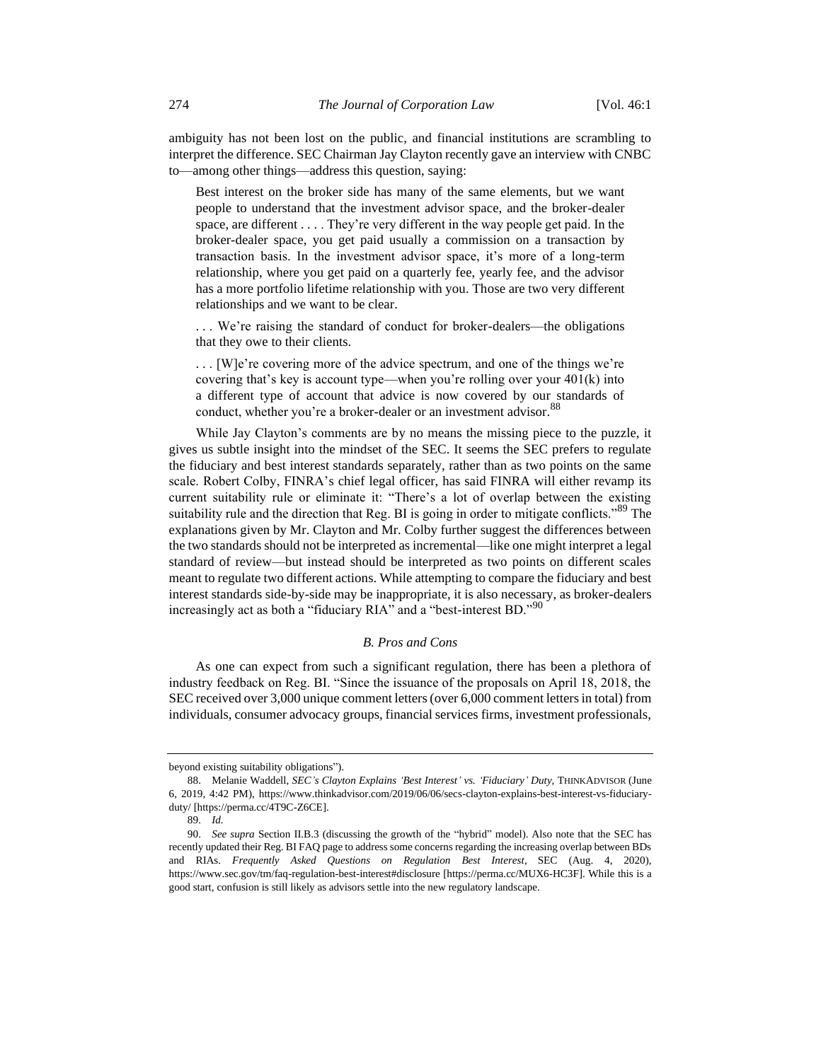ambiguity has not been lost on the public, and financial institutions are scrambling to interpret the difference. SEC Chairman Jay Clayton recently gave an interview with CNBC to—among other things—address this question, saying:

> Best interest on the broker side has many of the same elements, but we want people to understand that the investment advisor space, and the broker-dealer space, are different . . . . They're very different in the way people get paid. In the broker-dealer space, you get paid usually a commission on a transaction by transaction basis. In the investment advisor space, it's more of a long-term relationship, where you get paid on a quarterly fee, yearly fee, and the advisor has a more portfolio lifetime relationship with you. Those are two very different relationships and we want to be clear.
>
> . . . We're raising the standard of conduct for broker-dealers—the obligations that they owe to their clients.
>
> . . . [W]e're covering more of the advice spectrum, and one of the things we're covering that's key is account type—when you're rolling over your 401(k) into a different type of account that advice is now covered by our standards of conduct, whether you're a broker-dealer or an investment advisor.[88]

While Jay Clayton's comments are by no means the missing piece to the puzzle, it gives us subtle insight into the mindset of the SEC. It seems the SEC prefers to regulate the fiduciary and best interest standards separately, rather than as two points on the same scale. Robert Colby, FINRA's chief legal officer, has said FINRA will either revamp its current suitability rule or eliminate it: "There's a lot of overlap between the existing suitability rule and the direction that Reg. BI is going in order to mitigate conflicts."[89] The explanations given by Mr. Clayton and Mr. Colby further suggest the differences between the two standards should not be interpreted as incremental—like one might interpret a legal standard of review—but instead should be interpreted as two points on different scales meant to regulate two different actions. While attempting to compare the fiduciary and best interest standards side-by-side may be inappropriate, it is also necessary, as broker-dealers increasingly act as both a "fiduciary RIA" and a "best-interest BD."[90]

### *B. Pros and Cons*

As one can expect from such a significant regulation, there has been a plethora of industry feedback on Reg. BI. "Since the issuance of the proposals on April 18, 2018, the SEC received over 3,000 unique comment letters (over 6,000 comment letters in total) from individuals, consumer advocacy groups, financial services firms, investment professionals,

---

beyond existing suitability obligations").

88. Melanie Waddell, *SEC's Clayton Explains 'Best Interest' vs. 'Fiduciary' Duty*, THINKADVISOR (June 6, 2019, 4:42 PM), https://www.thinkadvisor.com/2019/06/06/secs-clayton-explains-best-interest-vs-fiduciary-duty/ [https://perma.cc/4T9C-Z6CE].

89. *Id.*

90. *See supra* Section II.B.3 (discussing the growth of the "hybrid" model). Also note that the SEC has recently updated their Reg. BI FAQ page to address some concerns regarding the increasing overlap between BDs and RIAs. *Frequently Asked Questions on Regulation Best Interest*, SEC (Aug. 4, 2020), https://www.sec.gov/tm/faq-regulation-best-interest#disclosure [https://perma.cc/MUX6-HC3F]. While this is a good start, confusion is still likely as advisors settle into the new regulatory landscape.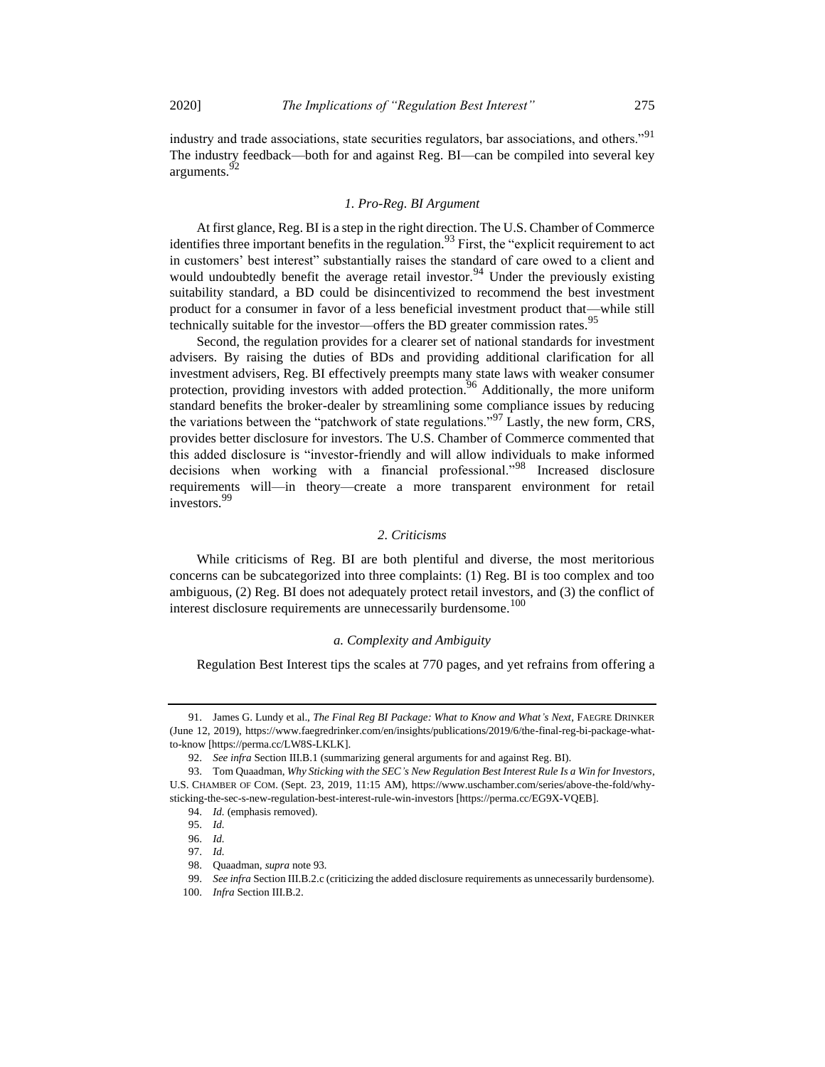industry and trade associations, state securities regulators, bar associations, and others."[91] The industry feedback—both for and against Reg. BI—can be compiled into several key arguments.[92]

### *1. Pro-Reg. BI Argument*

At first glance, Reg. BI is a step in the right direction. The U.S. Chamber of Commerce identifies three important benefits in the regulation.[93] First, the "explicit requirement to act in customers' best interest" substantially raises the standard of care owed to a client and would undoubtedly benefit the average retail investor.[94] Under the previously existing suitability standard, a BD could be disincentivized to recommend the best investment product for a consumer in favor of a less beneficial investment product that—while still technically suitable for the investor—offers the BD greater commission rates.[95]

Second, the regulation provides for a clearer set of national standards for investment advisers. By raising the duties of BDs and providing additional clarification for all investment advisers, Reg. BI effectively preempts many state laws with weaker consumer protection, providing investors with added protection.[96] Additionally, the more uniform standard benefits the broker-dealer by streamlining some compliance issues by reducing the variations between the "patchwork of state regulations."[97] Lastly, the new form, CRS, provides better disclosure for investors. The U.S. Chamber of Commerce commented that this added disclosure is "investor-friendly and will allow individuals to make informed decisions when working with a financial professional."[98] Increased disclosure requirements will—in theory—create a more transparent environment for retail investors.[99]

### *2. Criticisms*

While criticisms of Reg. BI are both plentiful and diverse, the most meritorious concerns can be subcategorized into three complaints: (1) Reg. BI is too complex and too ambiguous, (2) Reg. BI does not adequately protect retail investors, and (3) the conflict of interest disclosure requirements are unnecessarily burdensome.[100]

#### *a. Complexity and Ambiguity*

Regulation Best Interest tips the scales at 770 pages, and yet refrains from offering a

---

91. James G. Lundy et al., *The Final Reg BI Package: What to Know and What's Next*, FAEGRE DRINKER (June 12, 2019), https://www.faegredrinker.com/en/insights/publications/2019/6/the-final-reg-bi-package-what-to-know [https://perma.cc/LW8S-LKLK].

92. *See infra* Section III.B.1 (summarizing general arguments for and against Reg. BI).

93. Tom Quaadman, *Why Sticking with the SEC's New Regulation Best Interest Rule Is a Win for Investors*, U.S. CHAMBER OF COM. (Sept. 23, 2019, 11:15 AM), https://www.uschamber.com/series/above-the-fold/why-sticking-the-sec-s-new-regulation-best-interest-rule-win-investors [https://perma.cc/EG9X-VQEB].

94. *Id.* (emphasis removed).

95. *Id.*

96. *Id.*

97. *Id.*

98. Quaadman, *supra* note 93.

99. *See infra* Section III.B.2.c (criticizing the added disclosure requirements as unnecessarily burdensome).

100. *Infra* Section III.B.2.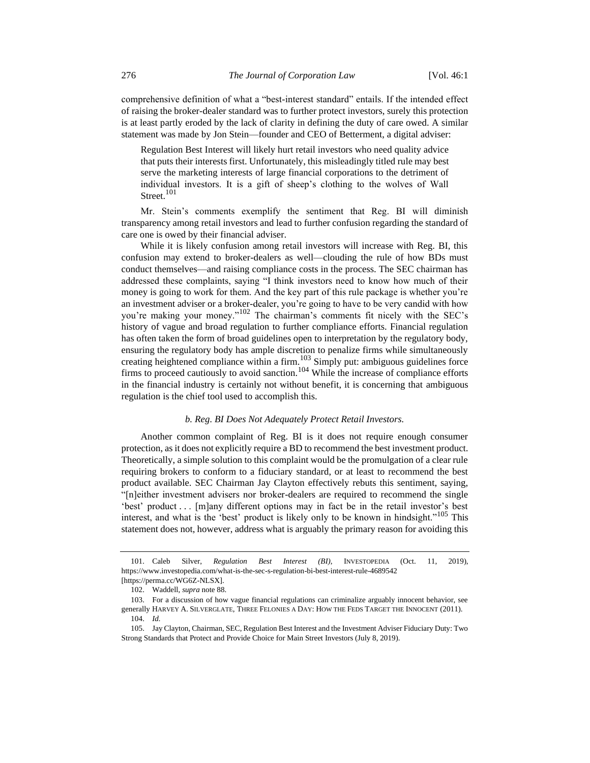comprehensive definition of what a "best-interest standard" entails. If the intended effect of raising the broker-dealer standard was to further protect investors, surely this protection is at least partly eroded by the lack of clarity in defining the duty of care owed. A similar statement was made by Jon Stein—founder and CEO of Betterment, a digital adviser:

> Regulation Best Interest will likely hurt retail investors who need quality advice that puts their interests first. Unfortunately, this misleadingly titled rule may best serve the marketing interests of large financial corporations to the detriment of individual investors. It is a gift of sheep's clothing to the wolves of Wall Street.[101]

Mr. Stein's comments exemplify the sentiment that Reg. BI will diminish transparency among retail investors and lead to further confusion regarding the standard of care one is owed by their financial adviser.

While it is likely confusion among retail investors will increase with Reg. BI, this confusion may extend to broker-dealers as well—clouding the rule of how BDs must conduct themselves—and raising compliance costs in the process. The SEC chairman has addressed these complaints, saying "I think investors need to know how much of their money is going to work for them. And the key part of this rule package is whether you're an investment adviser or a broker-dealer, you're going to have to be very candid with how you're making your money."[102] The chairman's comments fit nicely with the SEC's history of vague and broad regulation to further compliance efforts. Financial regulation has often taken the form of broad guidelines open to interpretation by the regulatory body, ensuring the regulatory body has ample discretion to penalize firms while simultaneously creating heightened compliance within a firm.[103] Simply put: ambiguous guidelines force firms to proceed cautiously to avoid sanction.[104] While the increase of compliance efforts in the financial industry is certainly not without benefit, it is concerning that ambiguous regulation is the chief tool used to accomplish this.

*b. Reg. BI Does Not Adequately Protect Retail Investors.*

Another common complaint of Reg. BI is it does not require enough consumer protection, as it does not explicitly require a BD to recommend the best investment product. Theoretically, a simple solution to this complaint would be the promulgation of a clear rule requiring brokers to conform to a fiduciary standard, or at least to recommend the best product available. SEC Chairman Jay Clayton effectively rebuts this sentiment, saying, "[n]either investment advisers nor broker-dealers are required to recommend the single 'best' product . . . [m]any different options may in fact be in the retail investor's best interest, and what is the 'best' product is likely only to be known in hindsight."[105] This statement does not, however, address what is arguably the primary reason for avoiding this

---

101. Caleb Silver, *Regulation Best Interest (BI)*, INVESTOPEDIA (Oct. 11, 2019), https://www.investopedia.com/what-is-the-sec-s-regulation-bi-best-interest-rule-4689542 [https://perma.cc/WG6Z-NLSX].

102. Waddell, *supra* note 88.

103. For a discussion of how vague financial regulations can criminalize arguably innocent behavior, see generally HARVEY A. SILVERGLATE, THREE FELONIES A DAY: HOW THE FEDS TARGET THE INNOCENT (2011).

104. *Id.*

105. Jay Clayton, Chairman, SEC, Regulation Best Interest and the Investment Adviser Fiduciary Duty: Two Strong Standards that Protect and Provide Choice for Main Street Investors (July 8, 2019).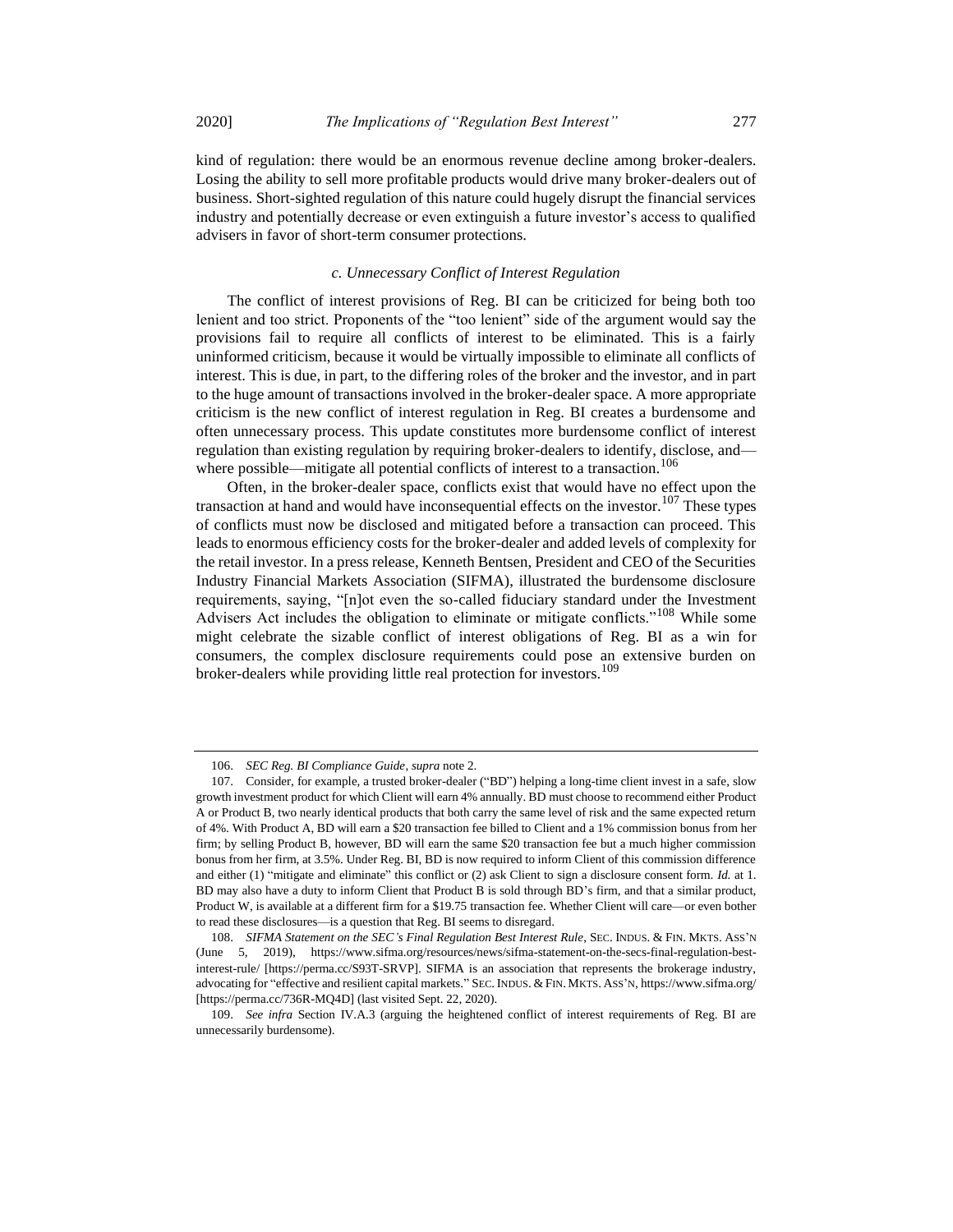kind of regulation: there would be an enormous revenue decline among broker-dealers. Losing the ability to sell more profitable products would drive many broker-dealers out of business. Short-sighted regulation of this nature could hugely disrupt the financial services industry and potentially decrease or even extinguish a future investor's access to qualified advisers in favor of short-term consumer protections.

#### *c. Unnecessary Conflict of Interest Regulation*

The conflict of interest provisions of Reg. BI can be criticized for being both too lenient and too strict. Proponents of the "too lenient" side of the argument would say the provisions fail to require all conflicts of interest to be eliminated. This is a fairly uninformed criticism, because it would be virtually impossible to eliminate all conflicts of interest. This is due, in part, to the differing roles of the broker and the investor, and in part to the huge amount of transactions involved in the broker-dealer space. A more appropriate criticism is the new conflict of interest regulation in Reg. BI creates a burdensome and often unnecessary process. This update constitutes more burdensome conflict of interest regulation than existing regulation by requiring broker-dealers to identify, disclose, and—where possible—mitigate all potential conflicts of interest to a transaction.[106]

Often, in the broker-dealer space, conflicts exist that would have no effect upon the transaction at hand and would have inconsequential effects on the investor.[107] These types of conflicts must now be disclosed and mitigated before a transaction can proceed. This leads to enormous efficiency costs for the broker-dealer and added levels of complexity for the retail investor. In a press release, Kenneth Bentsen, President and CEO of the Securities Industry Financial Markets Association (SIFMA), illustrated the burdensome disclosure requirements, saying, "[n]ot even the so-called fiduciary standard under the Investment Advisers Act includes the obligation to eliminate or mitigate conflicts."[108] While some might celebrate the sizable conflict of interest obligations of Reg. BI as a win for consumers, the complex disclosure requirements could pose an extensive burden on broker-dealers while providing little real protection for investors.[109]

---

106. *SEC Reg. BI Compliance Guide*, *supra* note 2.

107. Consider, for example, a trusted broker-dealer ("BD") helping a long-time client invest in a safe, slow growth investment product for which Client will earn 4% annually. BD must choose to recommend either Product A or Product B, two nearly identical products that both carry the same level of risk and the same expected return of 4%. With Product A, BD will earn a $20 transaction fee billed to Client and a 1% commission bonus from her firm; by selling Product B, however, BD will earn the same $20 transaction fee but a much higher commission bonus from her firm, at 3.5%. Under Reg. BI, BD is now required to inform Client of this commission difference and either (1) "mitigate and eliminate" this conflict or (2) ask Client to sign a disclosure consent form. *Id.* at 1. BD may also have a duty to inform Client that Product B is sold through BD's firm, and that a similar product, Product W, is available at a different firm for a $19.75 transaction fee. Whether Client will care—or even bother to read these disclosures—is a question that Reg. BI seems to disregard.

108. *SIFMA Statement on the SEC's Final Regulation Best Interest Rule*, SEC. INDUS. & FIN. MKTS. ASS'N (June 5, 2019), https://www.sifma.org/resources/news/sifma-statement-on-the-secs-final-regulation-best-interest-rule/ [https://perma.cc/S93T-SRVP]. SIFMA is an association that represents the brokerage industry, advocating for "effective and resilient capital markets." SEC. INDUS. & FIN. MKTS. ASS'N, https://www.sifma.org/ [https://perma.cc/736R-MQ4D] (last visited Sept. 22, 2020).

109. *See infra* Section IV.A.3 (arguing the heightened conflict of interest requirements of Reg. BI are unnecessarily burdensome).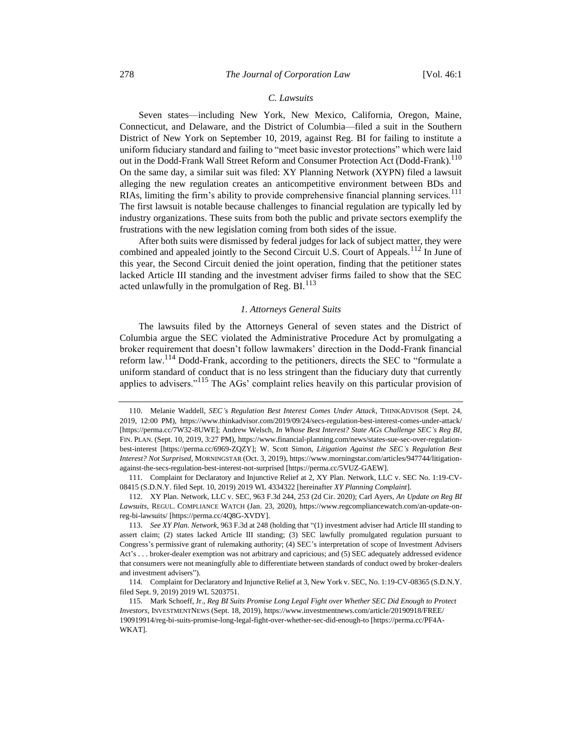### C. Lawsuits

Seven states—including New York, New Mexico, California, Oregon, Maine, Connecticut, and Delaware, and the District of Columbia—filed a suit in the Southern District of New York on September 10, 2019, against Reg. BI for failing to institute a uniform fiduciary standard and failing to "meet basic investor protections" which were laid out in the Dodd-Frank Wall Street Reform and Consumer Protection Act (Dodd-Frank).[110] On the same day, a similar suit was filed: XY Planning Network (XYPN) filed a lawsuit alleging the new regulation creates an anticompetitive environment between BDs and RIAs, limiting the firm's ability to provide comprehensive financial planning services.[111] The first lawsuit is notable because challenges to financial regulation are typically led by industry organizations. These suits from both the public and private sectors exemplify the frustrations with the new legislation coming from both sides of the issue.

After both suits were dismissed by federal judges for lack of subject matter, they were combined and appealed jointly to the Second Circuit U.S. Court of Appeals.[112] In June of this year, the Second Circuit denied the joint operation, finding that the petitioner states lacked Article III standing and the investment adviser firms failed to show that the SEC acted unlawfully in the promulgation of Reg. BI.[113]

#### 1. Attorneys General Suits

The lawsuits filed by the Attorneys General of seven states and the District of Columbia argue the SEC violated the Administrative Procedure Act by promulgating a broker requirement that doesn't follow lawmakers' direction in the Dodd-Frank financial reform law.[114] Dodd-Frank, according to the petitioners, directs the SEC to "formulate a uniform standard of conduct that is no less stringent than the fiduciary duty that currently applies to advisers."[115] The AGs' complaint relies heavily on this particular provision of

---

110. Melanie Waddell, *SEC's Regulation Best Interest Comes Under Attack*, THINKADVISOR (Sept. 24, 2019, 12:00 PM), https://www.thinkadvisor.com/2019/09/24/secs-regulation-best-interest-comes-under-attack/ [https://perma.cc/7W32-8UWE]; Andrew Welsch, *In Whose Best Interest? State AGs Challenge SEC's Reg BI*, FIN. PLAN. (Sept. 10, 2019, 3:27 PM), https://www.financial-planning.com/news/states-sue-sec-over-regulation-best-interest [https://perma.cc/6969-ZQZY]; W. Scott Simon, *Litigation Against the SEC's Regulation Best Interest? Not Surprised*, MORNINGSTAR (Oct. 3, 2019), https://www.morningstar.com/articles/947744/litigation-against-the-secs-regulation-best-interest-not-surprised [https://perma.cc/5VUZ-GAEW].

111. Complaint for Declaratory and Injunctive Relief at 2, XY Plan. Network, LLC v. SEC No. 1:19-CV-08415 (S.D.N.Y. filed Sept. 10, 2019) 2019 WL 4334322 [hereinafter *XY Planning Complaint*].

112. XY Plan. Network, LLC v. SEC, 963 F.3d 244, 253 (2d Cir. 2020); Carl Ayers, *An Update on Reg BI Lawsuits*, REGUL. COMPLIANCE WATCH (Jan. 23, 2020), https://www.regcompliancewatch.com/an-update-on-reg-bi-lawsuits/ [https://perma.cc/4Q8G-XVDY].

113. *See XY Plan. Network*, 963 F.3d at 248 (holding that "(1) investment adviser had Article III standing to assert claim; (2) states lacked Article III standing; (3) SEC lawfully promulgated regulation pursuant to Congress's permissive grant of rulemaking authority; (4) SEC's interpretation of scope of Investment Advisers Act's . . . broker-dealer exemption was not arbitrary and capricious; and (5) SEC adequately addressed evidence that consumers were not meaningfully able to differentiate between standards of conduct owed by broker-dealers and investment advisers").

114. Complaint for Declaratory and Injunctive Relief at 3, New York v. SEC, No. 1:19-CV-08365 (S.D.N.Y. filed Sept. 9, 2019) 2019 WL 5203751.

115. Mark Schoeff, Jr., *Reg BI Suits Promise Long Legal Fight over Whether SEC Did Enough to Protect Investors*, INVESTMENTNEWS (Sept. 18, 2019), https://www.investmentnews.com/article/20190918/FREE/190919914/reg-bi-suits-promise-long-legal-fight-over-whether-sec-did-enough-to [https://perma.cc/PF4A-WKAT].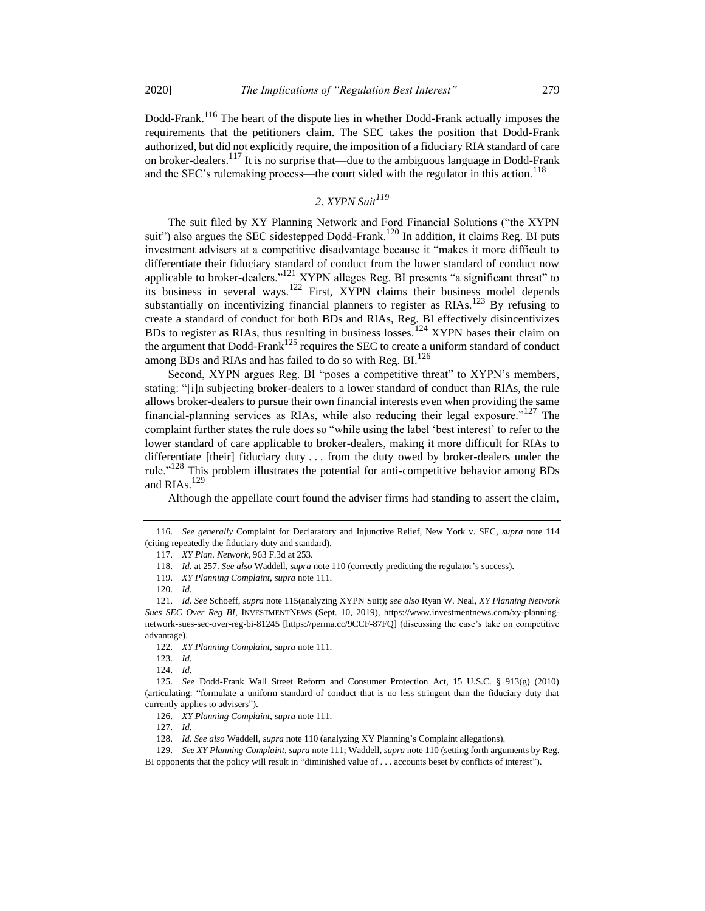Dodd-Frank.[116] The heart of the dispute lies in whether Dodd-Frank actually imposes the requirements that the petitioners claim. The SEC takes the position that Dodd-Frank authorized, but did not explicitly require, the imposition of a fiduciary RIA standard of care on broker-dealers.[117] It is no surprise that—due to the ambiguous language in Dodd-Frank and the SEC's rulemaking process—the court sided with the regulator in this action.[118]

### *2. XYPN Suit*[119]

The suit filed by XY Planning Network and Ford Financial Solutions ("the XYPN suit") also argues the SEC sidestepped Dodd-Frank.[120] In addition, it claims Reg. BI puts investment advisers at a competitive disadvantage because it "makes it more difficult to differentiate their fiduciary standard of conduct from the lower standard of conduct now applicable to broker-dealers."[121] XYPN alleges Reg. BI presents "a significant threat" to its business in several ways.[122] First, XYPN claims their business model depends substantially on incentivizing financial planners to register as RIAs.[123] By refusing to create a standard of conduct for both BDs and RIAs, Reg. BI effectively disincentivizes BDs to register as RIAs, thus resulting in business losses.[124] XYPN bases their claim on the argument that Dodd-Frank[125] requires the SEC to create a uniform standard of conduct among BDs and RIAs and has failed to do so with Reg. BI.[126]

Second, XYPN argues Reg. BI "poses a competitive threat" to XYPN's members, stating: "[i]n subjecting broker-dealers to a lower standard of conduct than RIAs, the rule allows broker-dealers to pursue their own financial interests even when providing the same financial-planning services as RIAs, while also reducing their legal exposure."[127] The complaint further states the rule does so "while using the label 'best interest' to refer to the lower standard of care applicable to broker-dealers, making it more difficult for RIAs to differentiate [their] fiduciary duty . . . from the duty owed by broker-dealers under the rule."[128] This problem illustrates the potential for anti-competitive behavior among BDs and RIAs.[129]

Although the appellate court found the adviser firms had standing to assert the claim,

---

116. *See generally* Complaint for Declaratory and Injunctive Relief, New York v. SEC, *supra* note 114 (citing repeatedly the fiduciary duty and standard).

117. *XY Plan. Network*, 963 F.3d at 253.

118. *Id*. at 257. *See also* Waddell, *supra* note 110 (correctly predicting the regulator's success).

119. *XY Planning Complaint*, *supra* note 111.

120. *Id.*

121. *Id. See* Schoeff, *supra* note 115(analyzing XYPN Suit); *see also* Ryan W. Neal, *XY Planning Network Sues SEC Over Reg BI*, INVESTMENTNEWS (Sept. 10, 2019), https://www.investmentnews.com/xy-planning-network-sues-sec-over-reg-bi-81245 [https://perma.cc/9CCF-87FQ] (discussing the case's take on competitive advantage).

122. *XY Planning Complaint*, *supra* note 111.

123. *Id.*

124. *Id.*

125. *See* Dodd-Frank Wall Street Reform and Consumer Protection Act, 15 U.S.C. § 913(g) (2010) (articulating: "formulate a uniform standard of conduct that is no less stringent than the fiduciary duty that currently applies to advisers").

126. *XY Planning Complaint*, *supra* note 111.

127. *Id.*

128. *Id. See also* Waddell, *supra* note 110 (analyzing XY Planning's Complaint allegations).

129. *See XY Planning Complaint*, *supra* note 111; Waddell, *supra* note 110 (setting forth arguments by Reg. BI opponents that the policy will result in "diminished value of . . . accounts beset by conflicts of interest").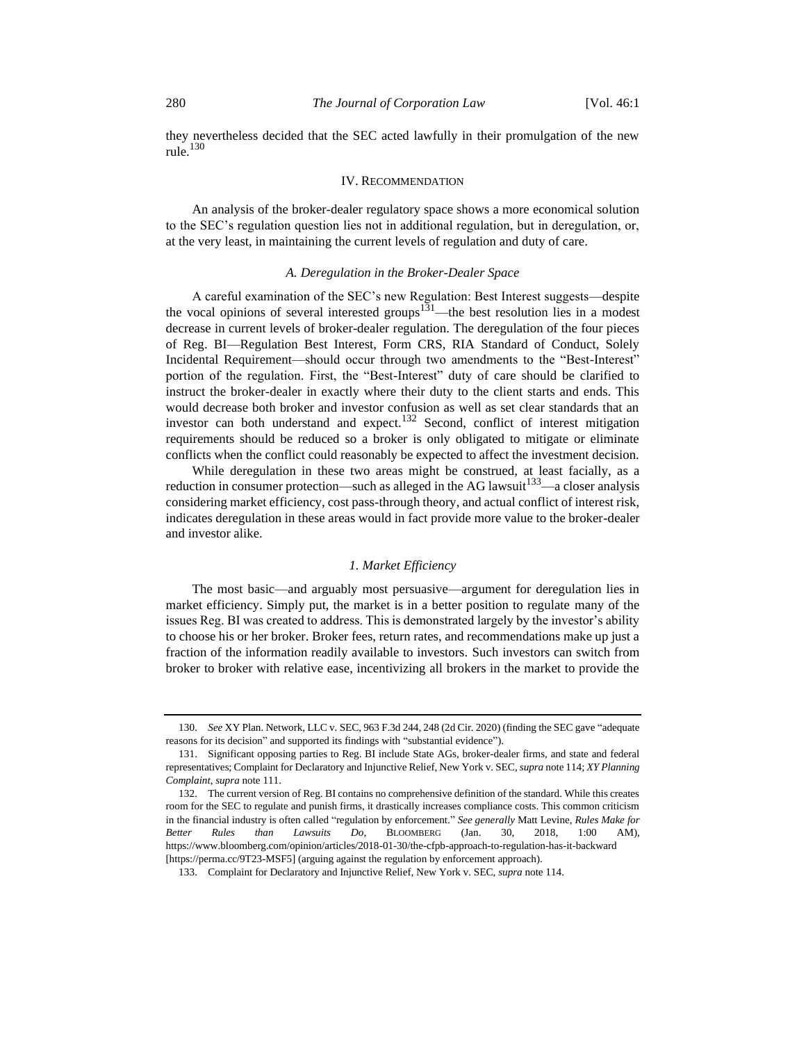they nevertheless decided that the SEC acted lawfully in their promulgation of the new rule.[130]

## IV. Recommendation

An analysis of the broker-dealer regulatory space shows a more economical solution to the SEC's regulation question lies not in additional regulation, but in deregulation, or, at the very least, in maintaining the current levels of regulation and duty of care.

### *A. Deregulation in the Broker-Dealer Space*

A careful examination of the SEC's new Regulation: Best Interest suggests—despite the vocal opinions of several interested groups[131]—the best resolution lies in a modest decrease in current levels of broker-dealer regulation. The deregulation of the four pieces of Reg. BI—Regulation Best Interest, Form CRS, RIA Standard of Conduct, Solely Incidental Requirement—should occur through two amendments to the "Best-Interest" portion of the regulation. First, the "Best-Interest" duty of care should be clarified to instruct the broker-dealer in exactly where their duty to the client starts and ends. This would decrease both broker and investor confusion as well as set clear standards that an investor can both understand and expect.[132] Second, conflict of interest mitigation requirements should be reduced so a broker is only obligated to mitigate or eliminate conflicts when the conflict could reasonably be expected to affect the investment decision.

While deregulation in these two areas might be construed, at least facially, as a reduction in consumer protection—such as alleged in the AG lawsuit[133]—a closer analysis considering market efficiency, cost pass-through theory, and actual conflict of interest risk, indicates deregulation in these areas would in fact provide more value to the broker-dealer and investor alike.

#### *1. Market Efficiency*

The most basic—and arguably most persuasive—argument for deregulation lies in market efficiency. Simply put, the market is in a better position to regulate many of the issues Reg. BI was created to address. This is demonstrated largely by the investor's ability to choose his or her broker. Broker fees, return rates, and recommendations make up just a fraction of the information readily available to investors. Such investors can switch from broker to broker with relative ease, incentivizing all brokers in the market to provide the

---

130. *See* XY Plan. Network, LLC v. SEC, 963 F.3d 244, 248 (2d Cir. 2020) (finding the SEC gave "adequate reasons for its decision" and supported its findings with "substantial evidence").

131. Significant opposing parties to Reg. BI include State AGs, broker-dealer firms, and state and federal representatives; Complaint for Declaratory and Injunctive Relief, New York v. SEC, *supra* note 114; *XY Planning Complaint*, *supra* note 111.

132. The current version of Reg. BI contains no comprehensive definition of the standard. While this creates room for the SEC to regulate and punish firms, it drastically increases compliance costs. This common criticism in the financial industry is often called "regulation by enforcement." *See generally* Matt Levine, *Rules Make for Better Rules than Lawsuits Do*, BLOOMBERG (Jan. 30, 2018, 1:00 AM), https://www.bloomberg.com/opinion/articles/2018-01-30/the-cfpb-approach-to-regulation-has-it-backward [https://perma.cc/9T23-MSF5] (arguing against the regulation by enforcement approach).

133. Complaint for Declaratory and Injunctive Relief, New York v. SEC, *supra* note 114.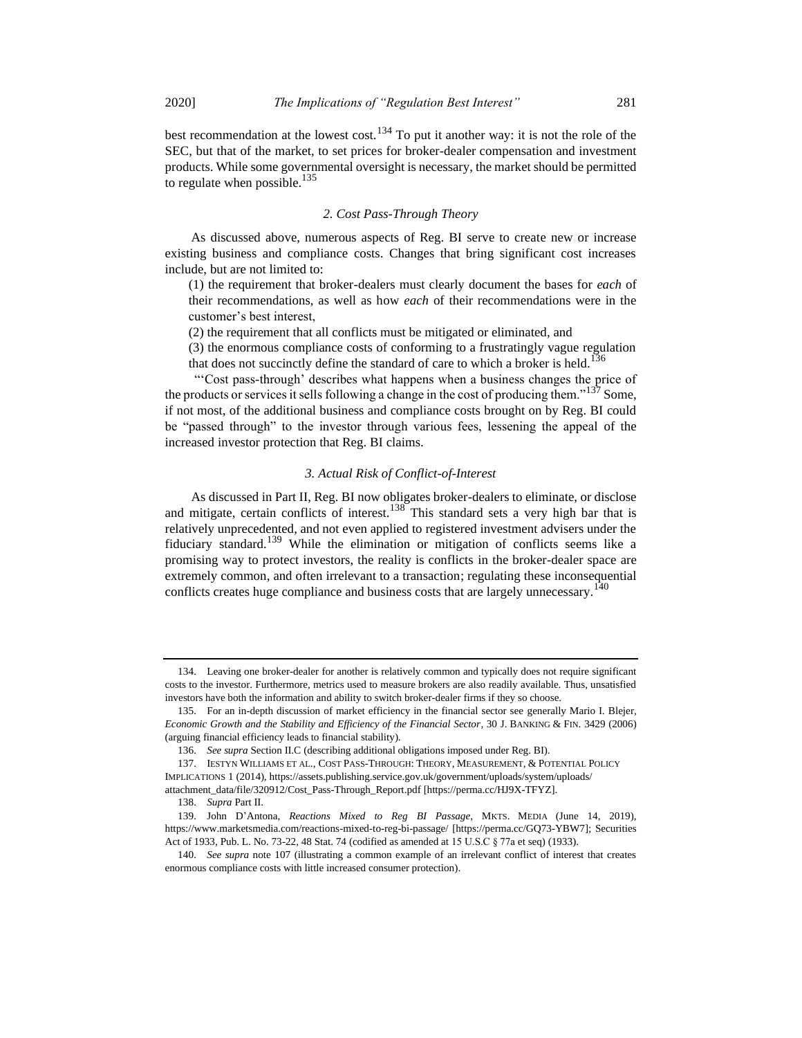best recommendation at the lowest cost.[134] To put it another way: it is not the role of the SEC, but that of the market, to set prices for broker-dealer compensation and investment products. While some governmental oversight is necessary, the market should be permitted to regulate when possible.[135]

### *2. Cost Pass-Through Theory*

As discussed above, numerous aspects of Reg. BI serve to create new or increase existing business and compliance costs. Changes that bring significant cost increases include, but are not limited to:

(1) the requirement that broker-dealers must clearly document the bases for *each* of their recommendations, as well as how *each* of their recommendations were in the customer's best interest,

(2) the requirement that all conflicts must be mitigated or eliminated, and

(3) the enormous compliance costs of conforming to a frustratingly vague regulation that does not succinctly define the standard of care to which a broker is held.[136]

"'Cost pass-through' describes what happens when a business changes the price of the products or services it sells following a change in the cost of producing them."[137] Some, if not most, of the additional business and compliance costs brought on by Reg. BI could be "passed through" to the investor through various fees, lessening the appeal of the increased investor protection that Reg. BI claims.

### *3. Actual Risk of Conflict-of-Interest*

As discussed in Part II, Reg. BI now obligates broker-dealers to eliminate, or disclose and mitigate, certain conflicts of interest.[138] This standard sets a very high bar that is relatively unprecedented, and not even applied to registered investment advisers under the fiduciary standard.[139] While the elimination or mitigation of conflicts seems like a promising way to protect investors, the reality is conflicts in the broker-dealer space are extremely common, and often irrelevant to a transaction; regulating these inconsequential conflicts creates huge compliance and business costs that are largely unnecessary.[140]

---

134. Leaving one broker-dealer for another is relatively common and typically does not require significant costs to the investor. Furthermore, metrics used to measure brokers are also readily available. Thus, unsatisfied investors have both the information and ability to switch broker-dealer firms if they so choose.

135. For an in-depth discussion of market efficiency in the financial sector see generally Mario I. Blejer, *Economic Growth and the Stability and Efficiency of the Financial Sector*, 30 J. BANKING & FIN. 3429 (2006) (arguing financial efficiency leads to financial stability).

136. *See supra* Section II.C (describing additional obligations imposed under Reg. BI).

137. IESTYN WILLIAMS ET AL., COST PASS-THROUGH: THEORY, MEASUREMENT, & POTENTIAL POLICY IMPLICATIONS 1 (2014), https://assets.publishing.service.gov.uk/government/uploads/system/uploads/attachment_data/file/320912/Cost_Pass-Through_Report.pdf [https://perma.cc/HJ9X-TFYZ].

138. *Supra* Part II.

139. John D'Antona, *Reactions Mixed to Reg BI Passage*, MKTS. MEDIA (June 14, 2019), https://www.marketsmedia.com/reactions-mixed-to-reg-bi-passage/ [https://perma.cc/GQ73-YBW7]; Securities Act of 1933, Pub. L. No. 73-22, 48 Stat. 74 (codified as amended at 15 U.S.C § 77a et seq) (1933).

140. *See supra* note 107 (illustrating a common example of an irrelevant conflict of interest that creates enormous compliance costs with little increased consumer protection).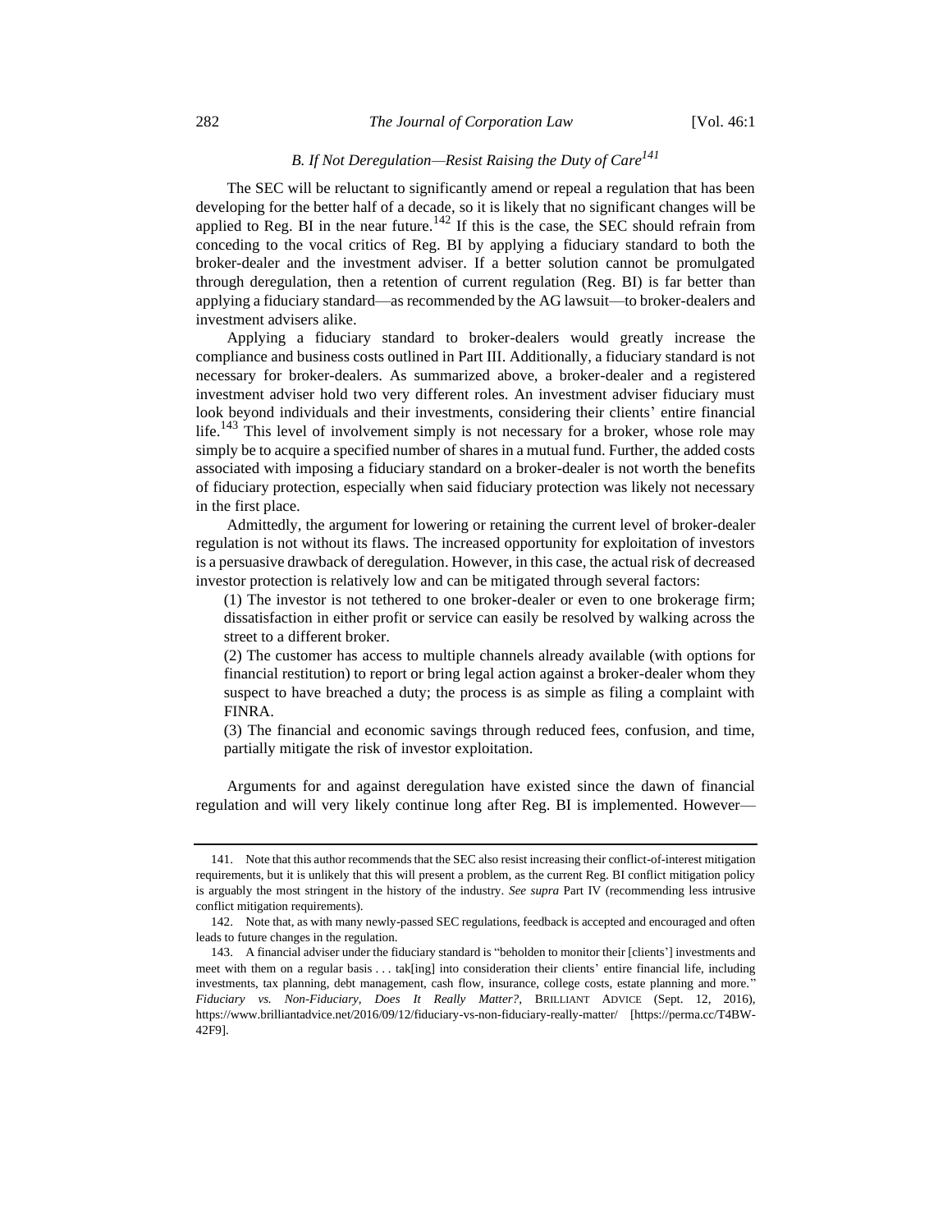### *B. If Not Deregulation—Resist Raising the Duty of Care*[141]

The SEC will be reluctant to significantly amend or repeal a regulation that has been developing for the better half of a decade, so it is likely that no significant changes will be applied to Reg. BI in the near future.[142] If this is the case, the SEC should refrain from conceding to the vocal critics of Reg. BI by applying a fiduciary standard to both the broker-dealer and the investment adviser. If a better solution cannot be promulgated through deregulation, then a retention of current regulation (Reg. BI) is far better than applying a fiduciary standard—as recommended by the AG lawsuit—to broker-dealers and investment advisers alike.

Applying a fiduciary standard to broker-dealers would greatly increase the compliance and business costs outlined in Part III. Additionally, a fiduciary standard is not necessary for broker-dealers. As summarized above, a broker-dealer and a registered investment adviser hold two very different roles. An investment adviser fiduciary must look beyond individuals and their investments, considering their clients' entire financial life.[143] This level of involvement simply is not necessary for a broker, whose role may simply be to acquire a specified number of shares in a mutual fund. Further, the added costs associated with imposing a fiduciary standard on a broker-dealer is not worth the benefits of fiduciary protection, especially when said fiduciary protection was likely not necessary in the first place.

Admittedly, the argument for lowering or retaining the current level of broker-dealer regulation is not without its flaws. The increased opportunity for exploitation of investors is a persuasive drawback of deregulation. However, in this case, the actual risk of decreased investor protection is relatively low and can be mitigated through several factors:

> (1) The investor is not tethered to one broker-dealer or even to one brokerage firm; dissatisfaction in either profit or service can easily be resolved by walking across the street to a different broker.
>
> (2) The customer has access to multiple channels already available (with options for financial restitution) to report or bring legal action against a broker-dealer whom they suspect to have breached a duty; the process is as simple as filing a complaint with FINRA.
>
> (3) The financial and economic savings through reduced fees, confusion, and time, partially mitigate the risk of investor exploitation.

Arguments for and against deregulation have existed since the dawn of financial regulation and will very likely continue long after Reg. BI is implemented. However—

---

141. Note that this author recommends that the SEC also resist increasing their conflict-of-interest mitigation requirements, but it is unlikely that this will present a problem, as the current Reg. BI conflict mitigation policy is arguably the most stringent in the history of the industry. *See supra* Part IV (recommending less intrusive conflict mitigation requirements).

142. Note that, as with many newly-passed SEC regulations, feedback is accepted and encouraged and often leads to future changes in the regulation.

143. A financial adviser under the fiduciary standard is "beholden to monitor their [clients'] investments and meet with them on a regular basis . . . tak[ing] into consideration their clients' entire financial life, including investments, tax planning, debt management, cash flow, insurance, college costs, estate planning and more." *Fiduciary vs. Non-Fiduciary, Does It Really Matter?*, BRILLIANT ADVICE (Sept. 12, 2016), https://www.brilliantadvice.net/2016/09/12/fiduciary-vs-non-fiduciary-really-matter/ [https://perma.cc/T4BW-42F9].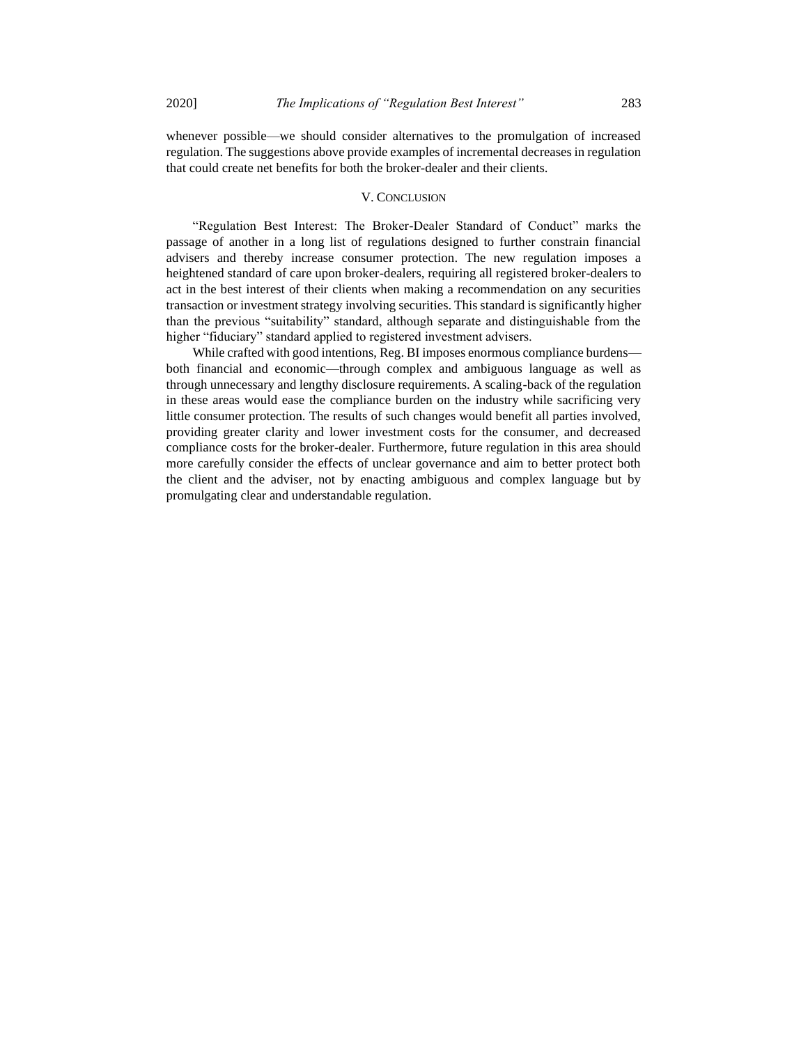whenever possible—we should consider alternatives to the promulgation of increased regulation. The suggestions above provide examples of incremental decreases in regulation that could create net benefits for both the broker-dealer and their clients.

## V. Conclusion

"Regulation Best Interest: The Broker-Dealer Standard of Conduct" marks the passage of another in a long list of regulations designed to further constrain financial advisers and thereby increase consumer protection. The new regulation imposes a heightened standard of care upon broker-dealers, requiring all registered broker-dealers to act in the best interest of their clients when making a recommendation on any securities transaction or investment strategy involving securities. This standard is significantly higher than the previous "suitability" standard, although separate and distinguishable from the higher "fiduciary" standard applied to registered investment advisers.

While crafted with good intentions, Reg. BI imposes enormous compliance burdens—both financial and economic—through complex and ambiguous language as well as through unnecessary and lengthy disclosure requirements. A scaling-back of the regulation in these areas would ease the compliance burden on the industry while sacrificing very little consumer protection. The results of such changes would benefit all parties involved, providing greater clarity and lower investment costs for the consumer, and decreased compliance costs for the broker-dealer. Furthermore, future regulation in this area should more carefully consider the effects of unclear governance and aim to better protect both the client and the adviser, not by enacting ambiguous and complex language but by promulgating clear and understandable regulation.